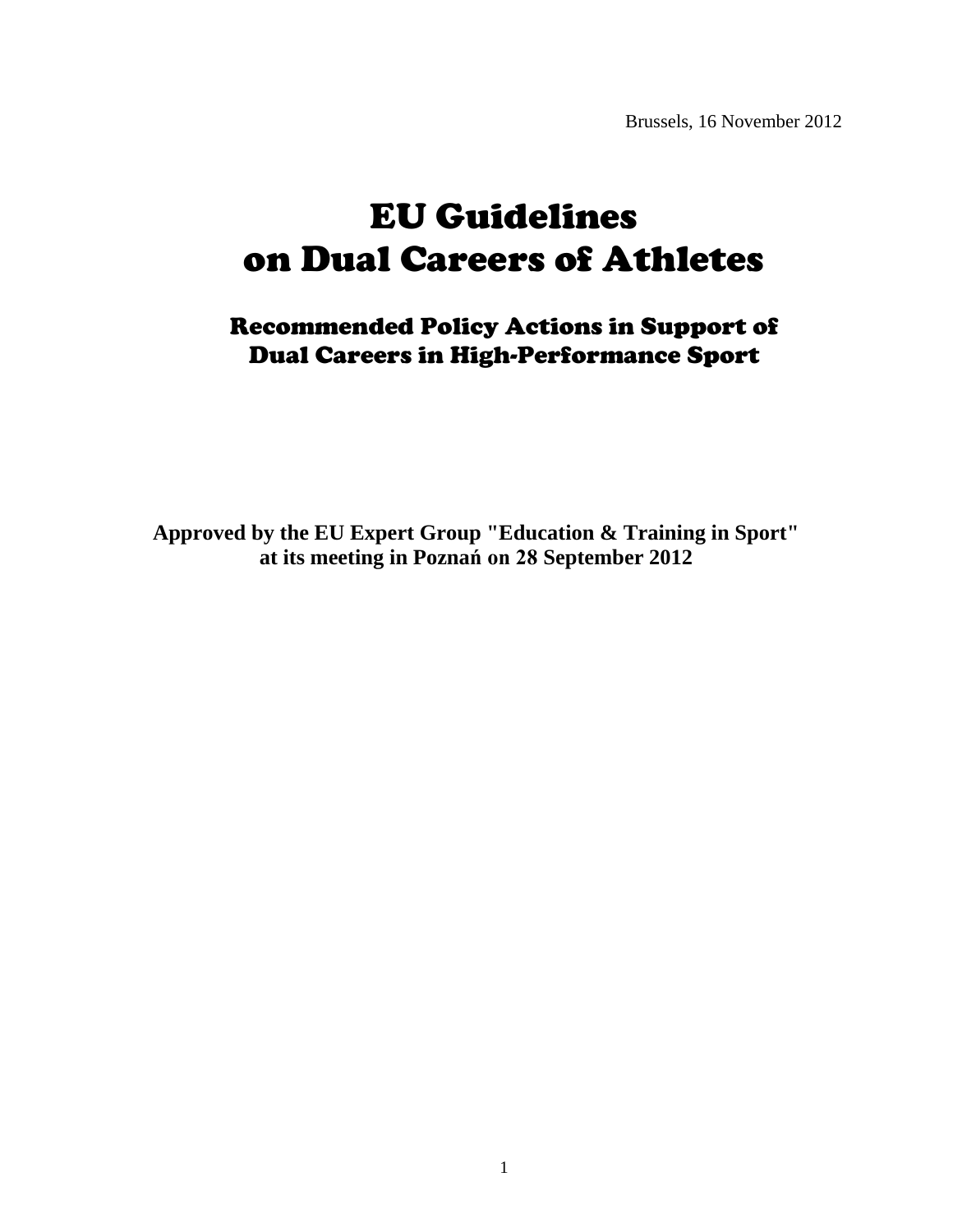Brussels, 16 November 2012

# EU Guidelines on Dual Careers of Athletes

## Recommended Policy Actions in Support of Dual Careers in High-Performance Sport

**Approved by the EU Expert Group "Education & Training in Sport" at its meeting in Poznań on 28 September 2012**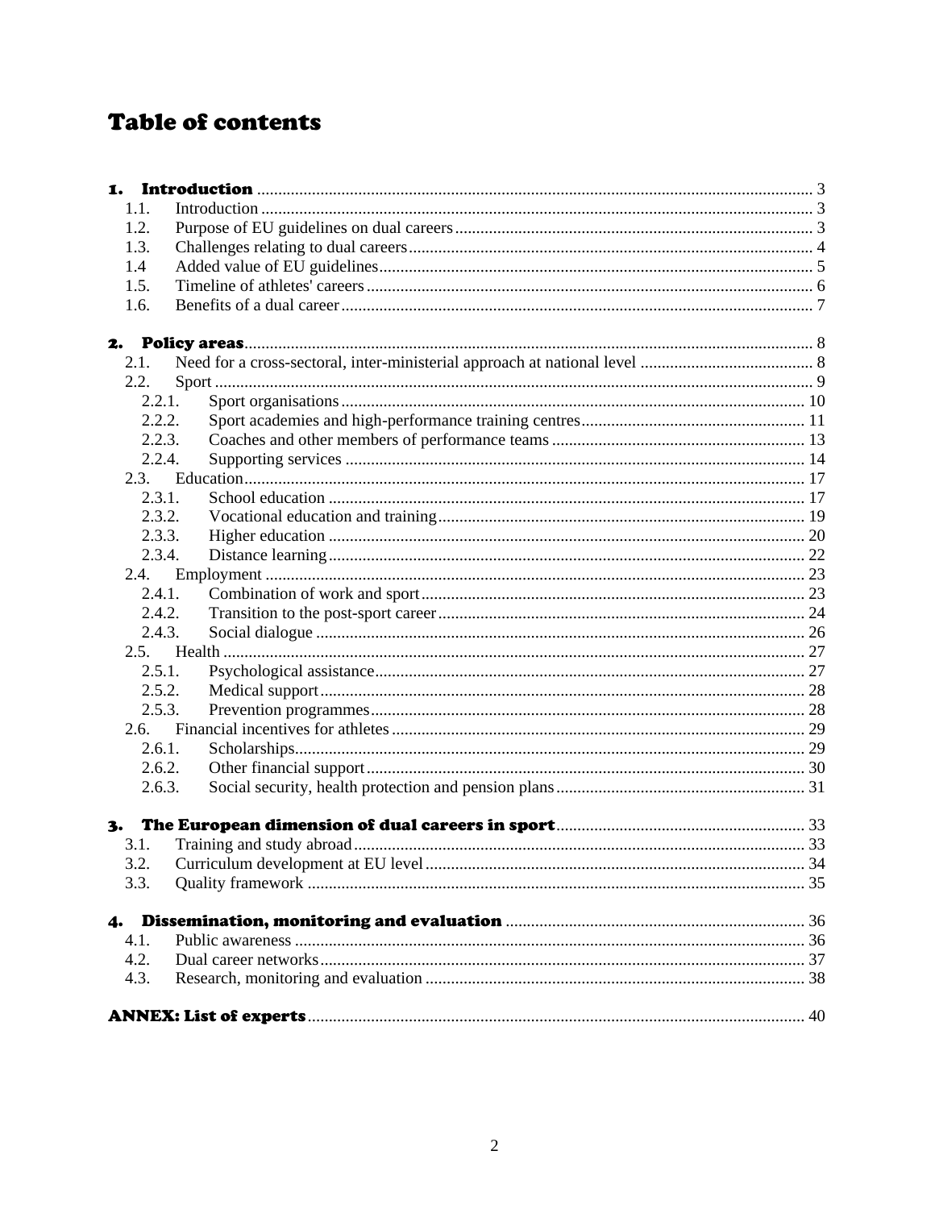# Table of contents

**1. Introduction** ........ 3

- 1.1. Introduction ........ 3
- 1.2. Purpose of EU guidelines on dual careers ........ 3
- 1.3. Challenges relating to dual careers ........ 4
- 1.4 Added value of EU guidelines ........ 5
- 1.5. Timeline of athletes' careers ........ 6
- 1.6. Benefits of a dual career ........ 7

**2. Policy areas** ........ 8

- 2.1. Need for a cross-sectoral, inter-ministerial approach at national level ........ 8
- 2.2. Sport ........ 9
  - 2.2.1. Sport organisations ........ 10
  - 2.2.2. Sport academies and high-performance training centres ........ 11
  - 2.2.3. Coaches and other members of performance teams ........ 13
  - 2.2.4. Supporting services ........ 14
- 2.3. Education ........ 17
  - 2.3.1. School education ........ 17
  - 2.3.2. Vocational education and training ........ 19
  - 2.3.3. Higher education ........ 20
  - 2.3.4. Distance learning ........ 22
- 2.4. Employment ........ 23
  - 2.4.1. Combination of work and sport ........ 23
  - 2.4.2. Transition to the post-sport career ........ 24
  - 2.4.3. Social dialogue ........ 26
- 2.5. Health ........ 27
  - 2.5.1. Psychological assistance ........ 27
  - 2.5.2. Medical support ........ 28
  - 2.5.3. Prevention programmes ........ 28
- 2.6. Financial incentives for athletes ........ 29
  - 2.6.1. Scholarships ........ 29
  - 2.6.2. Other financial support ........ 30
  - 2.6.3. Social security, health protection and pension plans ........ 31

**3. The European dimension of dual careers in sport** ........ 33

- 3.1. Training and study abroad ........ 33
- 3.2. Curriculum development at EU level ........ 34
- 3.3. Quality framework ........ 35

**4. Dissemination, monitoring and evaluation** ........ 36

- 4.1. Public awareness ........ 36
- 4.2. Dual career networks ........ 37
- 4.3. Research, monitoring and evaluation ........ 38

**ANNEX: List of experts** ........ 40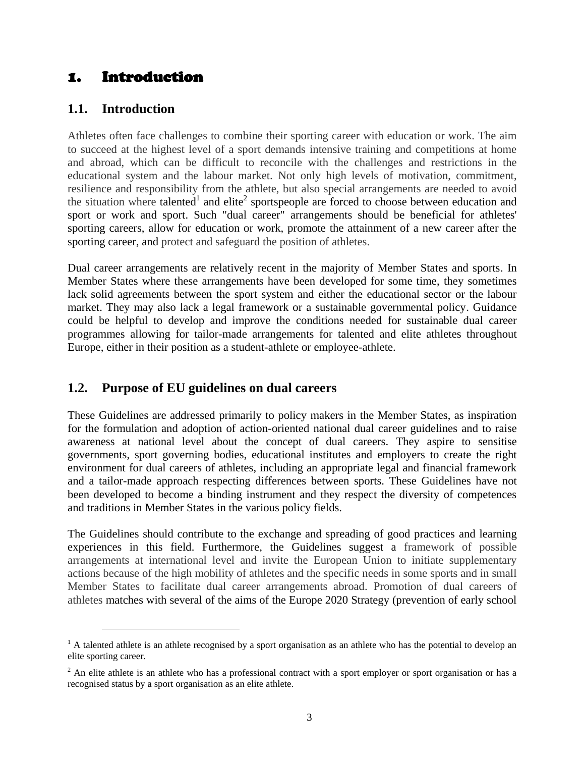# 1. Introduction

## 1.1. Introduction

Athletes often face challenges to combine their sporting career with education or work. The aim to succeed at the highest level of a sport demands intensive training and competitions at home and abroad, which can be difficult to reconcile with the challenges and restrictions in the educational system and the labour market. Not only high levels of motivation, commitment, resilience and responsibility from the athlete, but also special arrangements are needed to avoid the situation where talented[1] and elite[2] sportspeople are forced to choose between education and sport or work and sport. Such "dual career" arrangements should be beneficial for athletes' sporting careers, allow for education or work, promote the attainment of a new career after the sporting career, and protect and safeguard the position of athletes.

Dual career arrangements are relatively recent in the majority of Member States and sports. In Member States where these arrangements have been developed for some time, they sometimes lack solid agreements between the sport system and either the educational sector or the labour market. They may also lack a legal framework or a sustainable governmental policy. Guidance could be helpful to develop and improve the conditions needed for sustainable dual career programmes allowing for tailor-made arrangements for talented and elite athletes throughout Europe, either in their position as a student-athlete or employee-athlete.

## 1.2. Purpose of EU guidelines on dual careers

These Guidelines are addressed primarily to policy makers in the Member States, as inspiration for the formulation and adoption of action-oriented national dual career guidelines and to raise awareness at national level about the concept of dual careers. They aspire to sensitise governments, sport governing bodies, educational institutes and employers to create the right environment for dual careers of athletes, including an appropriate legal and financial framework and a tailor-made approach respecting differences between sports. These Guidelines have not been developed to become a binding instrument and they respect the diversity of competences and traditions in Member States in the various policy fields.

The Guidelines should contribute to the exchange and spreading of good practices and learning experiences in this field. Furthermore, the Guidelines suggest a framework of possible arrangements at international level and invite the European Union to initiate supplementary actions because of the high mobility of athletes and the specific needs in some sports and in small Member States to facilitate dual career arrangements abroad. Promotion of dual careers of athletes matches with several of the aims of the Europe 2020 Strategy (prevention of early school

---

[1] A talented athlete is an athlete recognised by a sport organisation as an athlete who has the potential to develop an elite sporting career.

[2] An elite athlete is an athlete who has a professional contract with a sport employer or sport organisation or has a recognised status by a sport organisation as an elite athlete.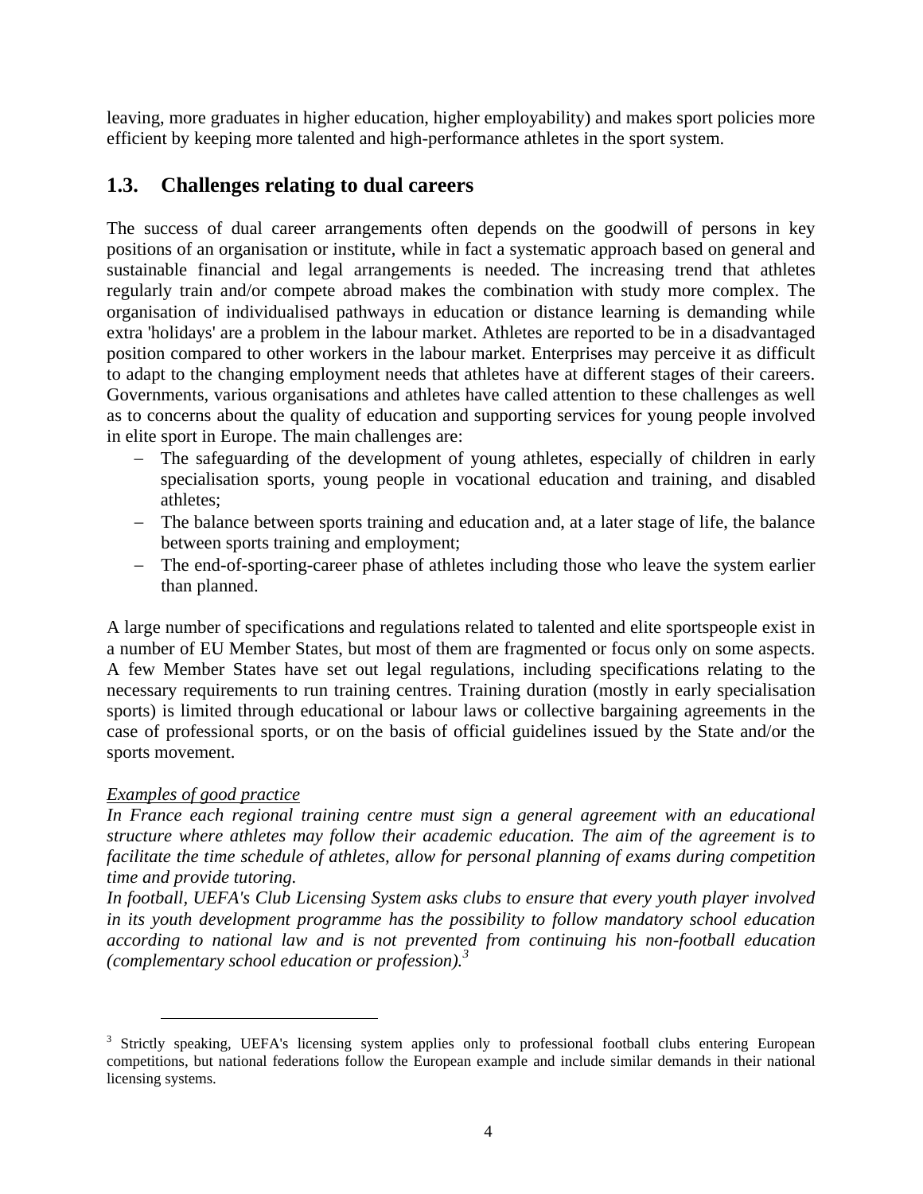leaving, more graduates in higher education, higher employability) and makes sport policies more efficient by keeping more talented and high-performance athletes in the sport system.

## 1.3. Challenges relating to dual careers

The success of dual career arrangements often depends on the goodwill of persons in key positions of an organisation or institute, while in fact a systematic approach based on general and sustainable financial and legal arrangements is needed. The increasing trend that athletes regularly train and/or compete abroad makes the combination with study more complex. The organisation of individualised pathways in education or distance learning is demanding while extra 'holidays' are a problem in the labour market. Athletes are reported to be in a disadvantaged position compared to other workers in the labour market. Enterprises may perceive it as difficult to adapt to the changing employment needs that athletes have at different stages of their careers. Governments, various organisations and athletes have called attention to these challenges as well as to concerns about the quality of education and supporting services for young people involved in elite sport in Europe. The main challenges are:

- The safeguarding of the development of young athletes, especially of children in early specialisation sports, young people in vocational education and training, and disabled athletes;
- The balance between sports training and education and, at a later stage of life, the balance between sports training and employment;
- The end-of-sporting-career phase of athletes including those who leave the system earlier than planned.

A large number of specifications and regulations related to talented and elite sportspeople exist in a number of EU Member States, but most of them are fragmented or focus only on some aspects. A few Member States have set out legal regulations, including specifications relating to the necessary requirements to run training centres. Training duration (mostly in early specialisation sports) is limited through educational or labour laws or collective bargaining agreements in the case of professional sports, or on the basis of official guidelines issued by the State and/or the sports movement.

<u>*Examples of good practice*</u>

*In France each regional training centre must sign a general agreement with an educational structure where athletes may follow their academic education. The aim of the agreement is to facilitate the time schedule of athletes, allow for personal planning of exams during competition time and provide tutoring.*

*In football, UEFA's Club Licensing System asks clubs to ensure that every youth player involved in its youth development programme has the possibility to follow mandatory school education according to national law and is not prevented from continuing his non-football education (complementary school education or profession).*[3]

---

[3] Strictly speaking, UEFA's licensing system applies only to professional football clubs entering European competitions, but national federations follow the European example and include similar demands in their national licensing systems.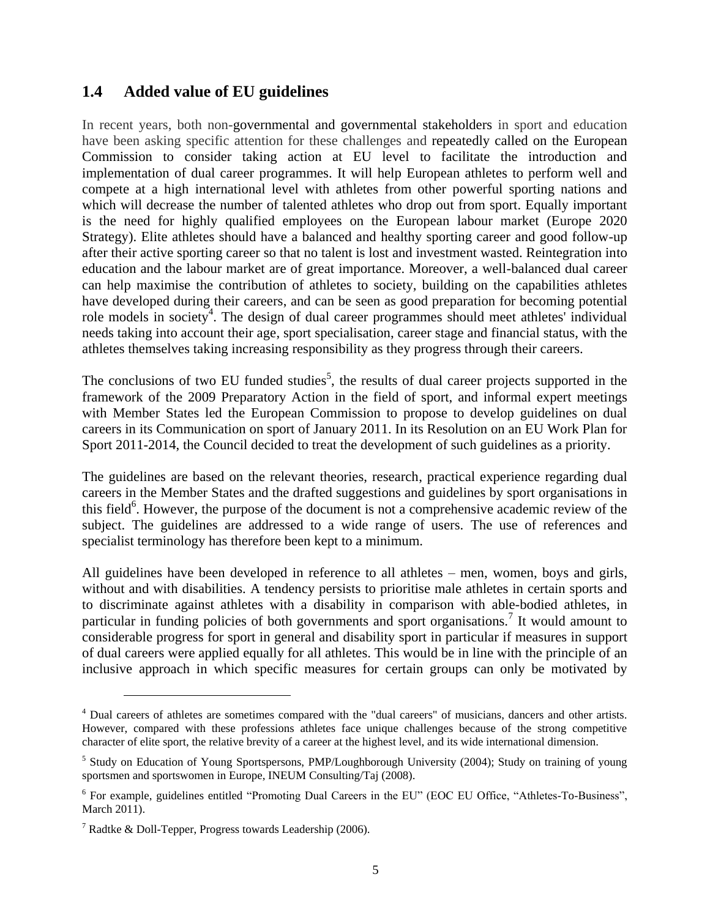## 1.4 Added value of EU guidelines

In recent years, both non-governmental and governmental stakeholders in sport and education have been asking specific attention for these challenges and repeatedly called on the European Commission to consider taking action at EU level to facilitate the introduction and implementation of dual career programmes. It will help European athletes to perform well and compete at a high international level with athletes from other powerful sporting nations and which will decrease the number of talented athletes who drop out from sport. Equally important is the need for highly qualified employees on the European labour market (Europe 2020 Strategy). Elite athletes should have a balanced and healthy sporting career and good follow-up after their active sporting career so that no talent is lost and investment wasted. Reintegration into education and the labour market are of great importance. Moreover, a well-balanced dual career can help maximise the contribution of athletes to society, building on the capabilities athletes have developed during their careers, and can be seen as good preparation for becoming potential role models in society[4]. The design of dual career programmes should meet athletes' individual needs taking into account their age, sport specialisation, career stage and financial status, with the athletes themselves taking increasing responsibility as they progress through their careers.

The conclusions of two EU funded studies[5], the results of dual career projects supported in the framework of the 2009 Preparatory Action in the field of sport, and informal expert meetings with Member States led the European Commission to propose to develop guidelines on dual careers in its Communication on sport of January 2011. In its Resolution on an EU Work Plan for Sport 2011-2014, the Council decided to treat the development of such guidelines as a priority.

The guidelines are based on the relevant theories, research, practical experience regarding dual careers in the Member States and the drafted suggestions and guidelines by sport organisations in this field[6]. However, the purpose of the document is not a comprehensive academic review of the subject. The guidelines are addressed to a wide range of users. The use of references and specialist terminology has therefore been kept to a minimum.

All guidelines have been developed in reference to all athletes – men, women, boys and girls, without and with disabilities. A tendency persists to prioritise male athletes in certain sports and to discriminate against athletes with a disability in comparison with able-bodied athletes, in particular in funding policies of both governments and sport organisations.[7] It would amount to considerable progress for sport in general and disability sport in particular if measures in support of dual careers were applied equally for all athletes. This would be in line with the principle of an inclusive approach in which specific measures for certain groups can only be motivated by

---

[4] Dual careers of athletes are sometimes compared with the "dual careers" of musicians, dancers and other artists. However, compared with these professions athletes face unique challenges because of the strong competitive character of elite sport, the relative brevity of a career at the highest level, and its wide international dimension.

[5] Study on Education of Young Sportspersons, PMP/Loughborough University (2004); Study on training of young sportsmen and sportswomen in Europe, INEUM Consulting/Taj (2008).

[6] For example, guidelines entitled "Promoting Dual Careers in the EU" (EOC EU Office, "Athletes-To-Business", March 2011).

[7] Radtke & Doll-Tepper, Progress towards Leadership (2006).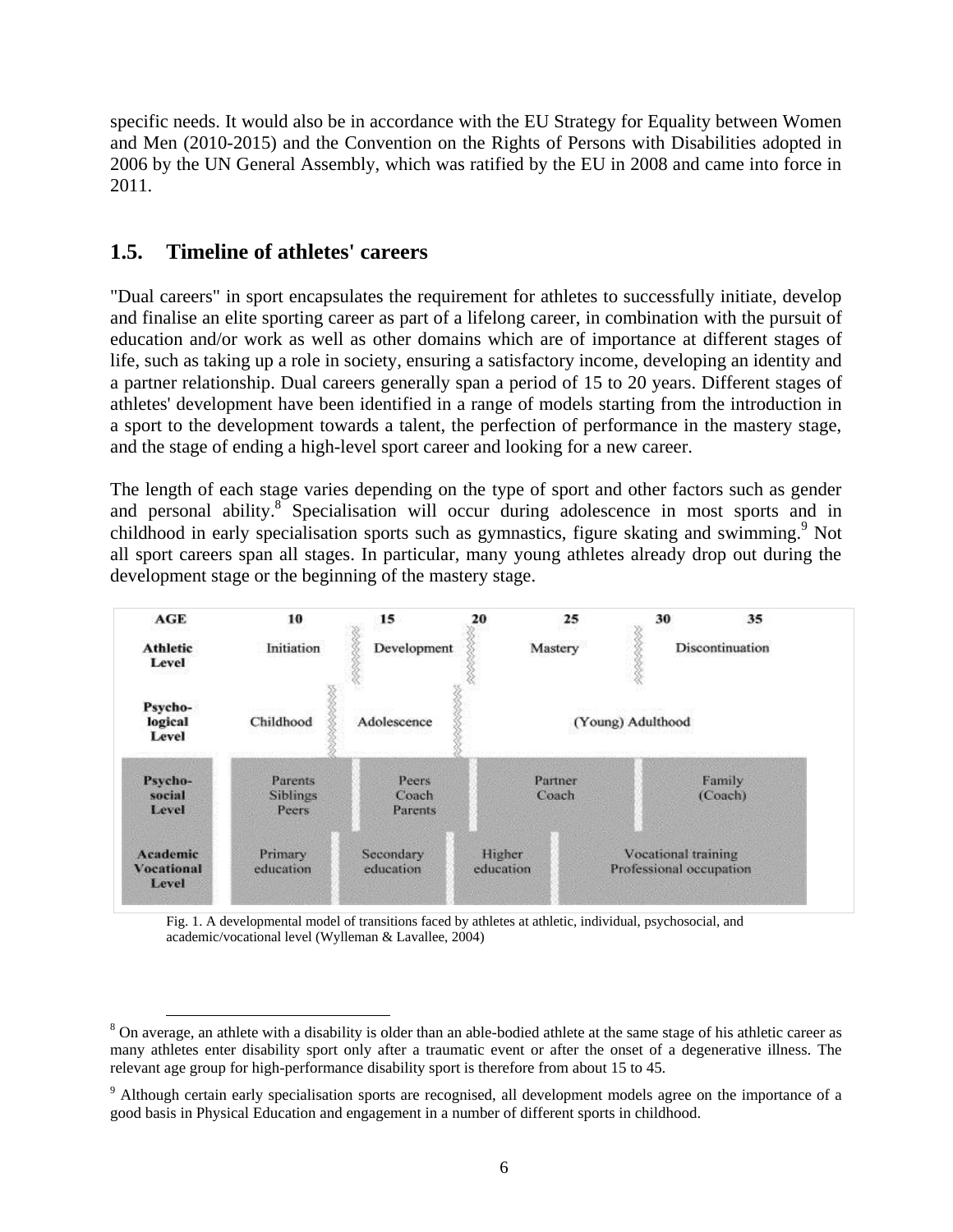specific needs. It would also be in accordance with the EU Strategy for Equality between Women and Men (2010-2015) and the Convention on the Rights of Persons with Disabilities adopted in 2006 by the UN General Assembly, which was ratified by the EU in 2008 and came into force in 2011.

## 1.5. Timeline of athletes' careers

"Dual careers" in sport encapsulates the requirement for athletes to successfully initiate, develop and finalise an elite sporting career as part of a lifelong career, in combination with the pursuit of education and/or work as well as other domains which are of importance at different stages of life, such as taking up a role in society, ensuring a satisfactory income, developing an identity and a partner relationship. Dual careers generally span a period of 15 to 20 years. Different stages of athletes' development have been identified in a range of models starting from the introduction in a sport to the development towards a talent, the perfection of performance in the mastery stage, and the stage of ending a high-level sport career and looking for a new career.

The length of each stage varies depending on the type of sport and other factors such as gender and personal ability.[8] Specialisation will occur during adolescence in most sports and in childhood in early specialisation sports such as gymnastics, figure skating and swimming.[9] Not all sport careers span all stages. In particular, many young athletes already drop out during the development stage or the beginning of the mastery stage.

| AGE | 10 | 15 | 20 | 25 | 30 | 35 |
|---|---|---|---|---|---|---|
| Athletic Level | Initiation | Development | Mastery | | Discontinuation | |
| Psychological Level | Childhood | Adolescence | (Young) Adulthood | | | |
| Psychosocial Level | Parents, Siblings, Peers | Peers, Coach, Parents | Partner, Coach | | Family, (Coach) | |
| Academic Vocational Level | Primary education | Secondary education | Higher education | Vocational training, Professional occupation | | |

Fig. 1. A developmental model of transitions faced by athletes at athletic, individual, psychosocial, and academic/vocational level (Wylleman & Lavallee, 2004)

---

[8] On average, an athlete with a disability is older than an able-bodied athlete at the same stage of his athletic career as many athletes enter disability sport only after a traumatic event or after the onset of a degenerative illness. The relevant age group for high-performance disability sport is therefore from about 15 to 45.

[9] Although certain early specialisation sports are recognised, all development models agree on the importance of a good basis in Physical Education and engagement in a number of different sports in childhood.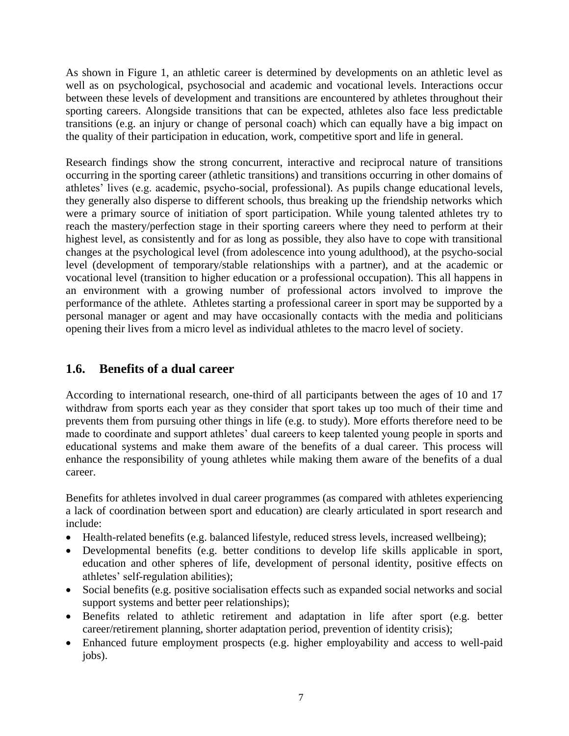As shown in Figure 1, an athletic career is determined by developments on an athletic level as well as on psychological, psychosocial and academic and vocational levels. Interactions occur between these levels of development and transitions are encountered by athletes throughout their sporting careers. Alongside transitions that can be expected, athletes also face less predictable transitions (e.g. an injury or change of personal coach) which can equally have a big impact on the quality of their participation in education, work, competitive sport and life in general.

Research findings show the strong concurrent, interactive and reciprocal nature of transitions occurring in the sporting career (athletic transitions) and transitions occurring in other domains of athletes' lives (e.g. academic, psycho-social, professional). As pupils change educational levels, they generally also disperse to different schools, thus breaking up the friendship networks which were a primary source of initiation of sport participation. While young talented athletes try to reach the mastery/perfection stage in their sporting careers where they need to perform at their highest level, as consistently and for as long as possible, they also have to cope with transitional changes at the psychological level (from adolescence into young adulthood), at the psycho-social level (development of temporary/stable relationships with a partner), and at the academic or vocational level (transition to higher education or a professional occupation). This all happens in an environment with a growing number of professional actors involved to improve the performance of the athlete. Athletes starting a professional career in sport may be supported by a personal manager or agent and may have occasionally contacts with the media and politicians opening their lives from a micro level as individual athletes to the macro level of society.

## 1.6. Benefits of a dual career

According to international research, one-third of all participants between the ages of 10 and 17 withdraw from sports each year as they consider that sport takes up too much of their time and prevents them from pursuing other things in life (e.g. to study). More efforts therefore need to be made to coordinate and support athletes' dual careers to keep talented young people in sports and educational systems and make them aware of the benefits of a dual career. This process will enhance the responsibility of young athletes while making them aware of the benefits of a dual career.

Benefits for athletes involved in dual career programmes (as compared with athletes experiencing a lack of coordination between sport and education) are clearly articulated in sport research and include:

- Health-related benefits (e.g. balanced lifestyle, reduced stress levels, increased wellbeing);
- Developmental benefits (e.g. better conditions to develop life skills applicable in sport, education and other spheres of life, development of personal identity, positive effects on athletes' self-regulation abilities);
- Social benefits (e.g. positive socialisation effects such as expanded social networks and social support systems and better peer relationships);
- Benefits related to athletic retirement and adaptation in life after sport (e.g. better career/retirement planning, shorter adaptation period, prevention of identity crisis);
- Enhanced future employment prospects (e.g. higher employability and access to well-paid jobs).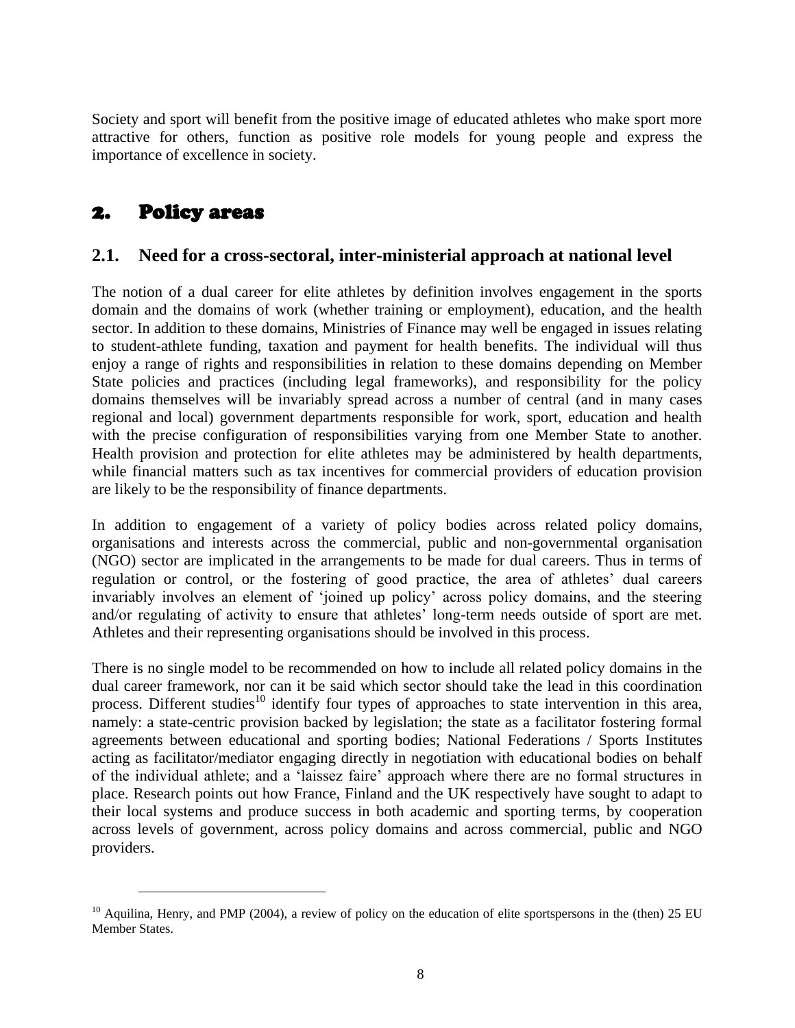Society and sport will benefit from the positive image of educated athletes who make sport more attractive for others, function as positive role models for young people and express the importance of excellence in society.

# 2. Policy areas

## 2.1. Need for a cross-sectoral, inter-ministerial approach at national level

The notion of a dual career for elite athletes by definition involves engagement in the sports domain and the domains of work (whether training or employment), education, and the health sector. In addition to these domains, Ministries of Finance may well be engaged in issues relating to student-athlete funding, taxation and payment for health benefits. The individual will thus enjoy a range of rights and responsibilities in relation to these domains depending on Member State policies and practices (including legal frameworks), and responsibility for the policy domains themselves will be invariably spread across a number of central (and in many cases regional and local) government departments responsible for work, sport, education and health with the precise configuration of responsibilities varying from one Member State to another. Health provision and protection for elite athletes may be administered by health departments, while financial matters such as tax incentives for commercial providers of education provision are likely to be the responsibility of finance departments.

In addition to engagement of a variety of policy bodies across related policy domains, organisations and interests across the commercial, public and non-governmental organisation (NGO) sector are implicated in the arrangements to be made for dual careers. Thus in terms of regulation or control, or the fostering of good practice, the area of athletes' dual careers invariably involves an element of 'joined up policy' across policy domains, and the steering and/or regulating of activity to ensure that athletes' long-term needs outside of sport are met. Athletes and their representing organisations should be involved in this process.

There is no single model to be recommended on how to include all related policy domains in the dual career framework, nor can it be said which sector should take the lead in this coordination process. Different studies[10] identify four types of approaches to state intervention in this area, namely: a state-centric provision backed by legislation; the state as a facilitator fostering formal agreements between educational and sporting bodies; National Federations / Sports Institutes acting as facilitator/mediator engaging directly in negotiation with educational bodies on behalf of the individual athlete; and a 'laissez faire' approach where there are no formal structures in place. Research points out how France, Finland and the UK respectively have sought to adapt to their local systems and produce success in both academic and sporting terms, by cooperation across levels of government, across policy domains and across commercial, public and NGO providers.

---

[10] Aquilina, Henry, and PMP (2004), a review of policy on the education of elite sportspersons in the (then) 25 EU Member States.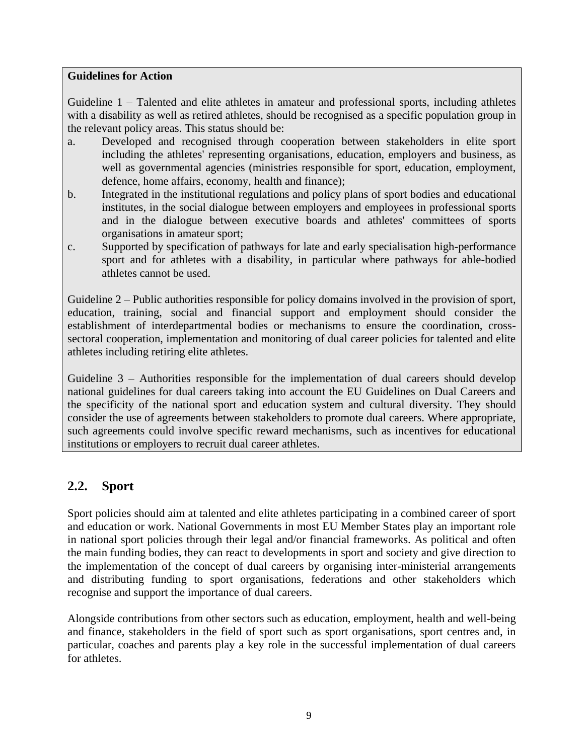**Guidelines for Action**

Guideline 1 – Talented and elite athletes in amateur and professional sports, including athletes with a disability as well as retired athletes, should be recognised as a specific population group in the relevant policy areas. This status should be:

a. Developed and recognised through cooperation between stakeholders in elite sport including the athletes' representing organisations, education, employers and business, as well as governmental agencies (ministries responsible for sport, education, employment, defence, home affairs, economy, health and finance);
b. Integrated in the institutional regulations and policy plans of sport bodies and educational institutes, in the social dialogue between employers and employees in professional sports and in the dialogue between executive boards and athletes' committees of sports organisations in amateur sport;
c. Supported by specification of pathways for late and early specialisation high-performance sport and for athletes with a disability, in particular where pathways for able-bodied athletes cannot be used.

Guideline 2 – Public authorities responsible for policy domains involved in the provision of sport, education, training, social and financial support and employment should consider the establishment of interdepartmental bodies or mechanisms to ensure the coordination, cross-sectoral cooperation, implementation and monitoring of dual career policies for talented and elite athletes including retiring elite athletes.

Guideline 3 – Authorities responsible for the implementation of dual careers should develop national guidelines for dual careers taking into account the EU Guidelines on Dual Careers and the specificity of the national sport and education system and cultural diversity. They should consider the use of agreements between stakeholders to promote dual careers. Where appropriate, such agreements could involve specific reward mechanisms, such as incentives for educational institutions or employers to recruit dual career athletes.

## 2.2. Sport

Sport policies should aim at talented and elite athletes participating in a combined career of sport and education or work. National Governments in most EU Member States play an important role in national sport policies through their legal and/or financial frameworks. As political and often the main funding bodies, they can react to developments in sport and society and give direction to the implementation of the concept of dual careers by organising inter-ministerial arrangements and distributing funding to sport organisations, federations and other stakeholders which recognise and support the importance of dual careers.

Alongside contributions from other sectors such as education, employment, health and well-being and finance, stakeholders in the field of sport such as sport organisations, sport centres and, in particular, coaches and parents play a key role in the successful implementation of dual careers for athletes.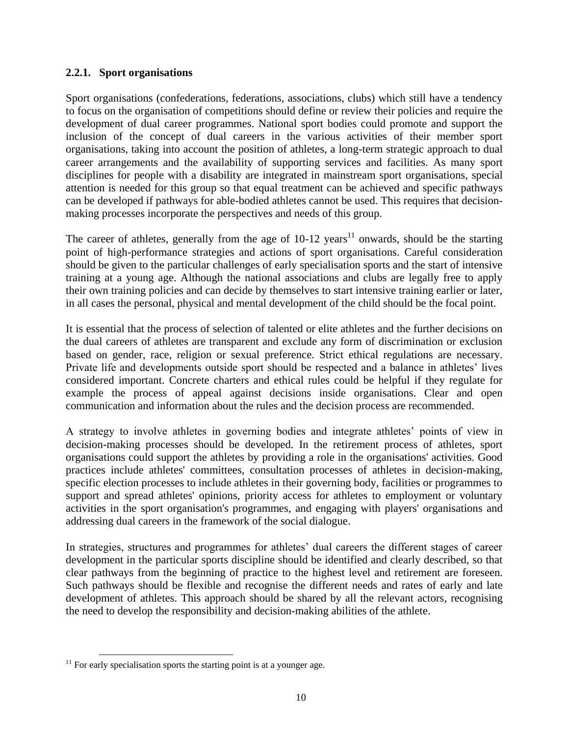### 2.2.1. Sport organisations

Sport organisations (confederations, federations, associations, clubs) which still have a tendency to focus on the organisation of competitions should define or review their policies and require the development of dual career programmes. National sport bodies could promote and support the inclusion of the concept of dual careers in the various activities of their member sport organisations, taking into account the position of athletes, a long-term strategic approach to dual career arrangements and the availability of supporting services and facilities. As many sport disciplines for people with a disability are integrated in mainstream sport organisations, special attention is needed for this group so that equal treatment can be achieved and specific pathways can be developed if pathways for able-bodied athletes cannot be used. This requires that decision-making processes incorporate the perspectives and needs of this group.

The career of athletes, generally from the age of 10-12 years[11] onwards, should be the starting point of high-performance strategies and actions of sport organisations. Careful consideration should be given to the particular challenges of early specialisation sports and the start of intensive training at a young age. Although the national associations and clubs are legally free to apply their own training policies and can decide by themselves to start intensive training earlier or later, in all cases the personal, physical and mental development of the child should be the focal point.

It is essential that the process of selection of talented or elite athletes and the further decisions on the dual careers of athletes are transparent and exclude any form of discrimination or exclusion based on gender, race, religion or sexual preference. Strict ethical regulations are necessary. Private life and developments outside sport should be respected and a balance in athletes' lives considered important. Concrete charters and ethical rules could be helpful if they regulate for example the process of appeal against decisions inside organisations. Clear and open communication and information about the rules and the decision process are recommended.

A strategy to involve athletes in governing bodies and integrate athletes' points of view in decision-making processes should be developed. In the retirement process of athletes, sport organisations could support the athletes by providing a role in the organisations' activities. Good practices include athletes' committees, consultation processes of athletes in decision-making, specific election processes to include athletes in their governing body, facilities or programmes to support and spread athletes' opinions, priority access for athletes to employment or voluntary activities in the sport organisation's programmes, and engaging with players' organisations and addressing dual careers in the framework of the social dialogue.

In strategies, structures and programmes for athletes' dual careers the different stages of career development in the particular sports discipline should be identified and clearly described, so that clear pathways from the beginning of practice to the highest level and retirement are foreseen. Such pathways should be flexible and recognise the different needs and rates of early and late development of athletes. This approach should be shared by all the relevant actors, recognising the need to develop the responsibility and decision-making abilities of the athlete.

---

[11] For early specialisation sports the starting point is at a younger age.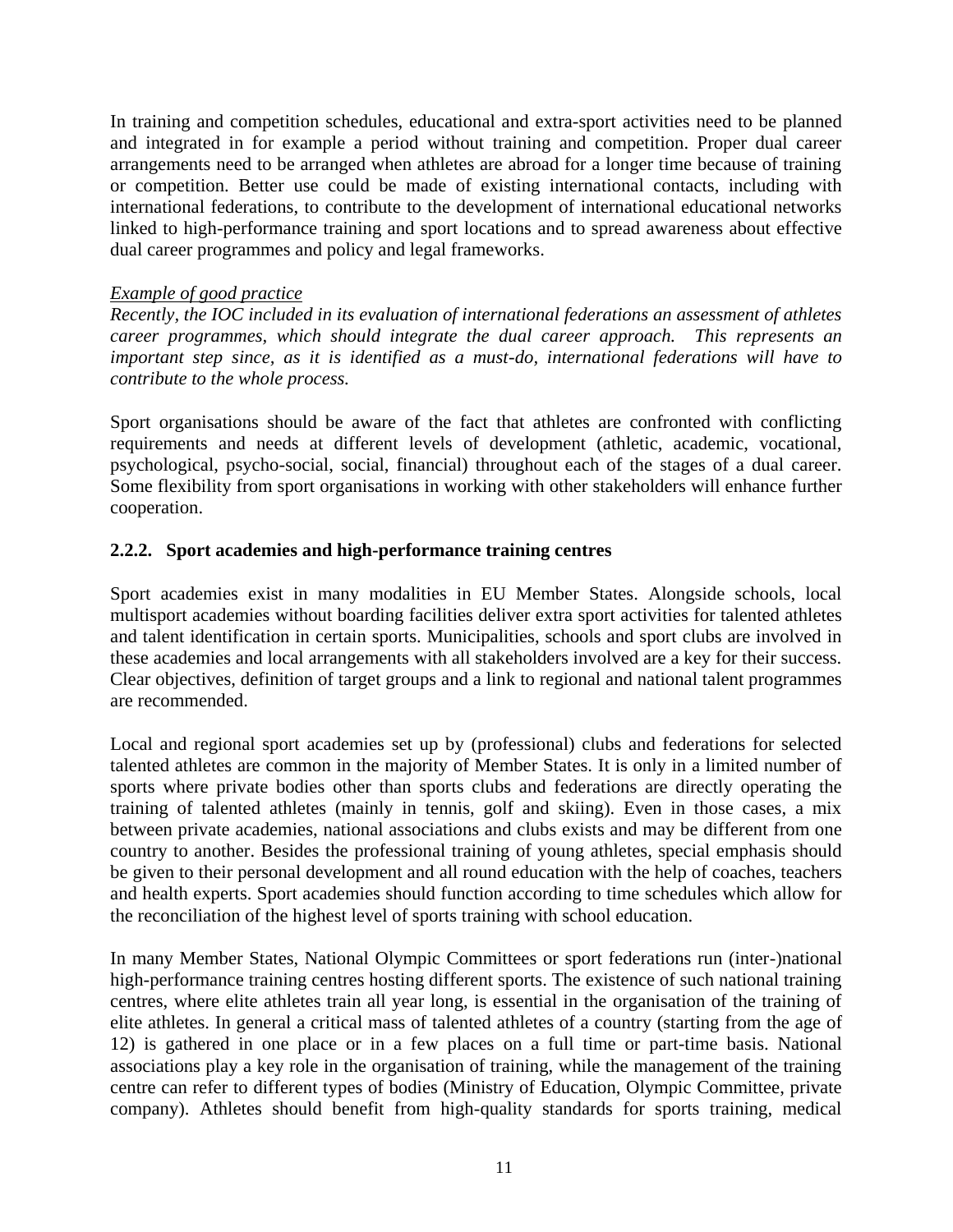In training and competition schedules, educational and extra-sport activities need to be planned and integrated in for example a period without training and competition. Proper dual career arrangements need to be arranged when athletes are abroad for a longer time because of training or competition. Better use could be made of existing international contacts, including with international federations, to contribute to the development of international educational networks linked to high-performance training and sport locations and to spread awareness about effective dual career programmes and policy and legal frameworks.

*Example of good practice*

*Recently, the IOC included in its evaluation of international federations an assessment of athletes career programmes, which should integrate the dual career approach. This represents an important step since, as it is identified as a must-do, international federations will have to contribute to the whole process.*

Sport organisations should be aware of the fact that athletes are confronted with conflicting requirements and needs at different levels of development (athletic, academic, vocational, psychological, psycho-social, social, financial) throughout each of the stages of a dual career. Some flexibility from sport organisations in working with other stakeholders will enhance further cooperation.

### 2.2.2. Sport academies and high-performance training centres

Sport academies exist in many modalities in EU Member States. Alongside schools, local multisport academies without boarding facilities deliver extra sport activities for talented athletes and talent identification in certain sports. Municipalities, schools and sport clubs are involved in these academies and local arrangements with all stakeholders involved are a key for their success. Clear objectives, definition of target groups and a link to regional and national talent programmes are recommended.

Local and regional sport academies set up by (professional) clubs and federations for selected talented athletes are common in the majority of Member States. It is only in a limited number of sports where private bodies other than sports clubs and federations are directly operating the training of talented athletes (mainly in tennis, golf and skiing). Even in those cases, a mix between private academies, national associations and clubs exists and may be different from one country to another. Besides the professional training of young athletes, special emphasis should be given to their personal development and all round education with the help of coaches, teachers and health experts. Sport academies should function according to time schedules which allow for the reconciliation of the highest level of sports training with school education.

In many Member States, National Olympic Committees or sport federations run (inter-)national high-performance training centres hosting different sports. The existence of such national training centres, where elite athletes train all year long, is essential in the organisation of the training of elite athletes. In general a critical mass of talented athletes of a country (starting from the age of 12) is gathered in one place or in a few places on a full time or part-time basis. National associations play a key role in the organisation of training, while the management of the training centre can refer to different types of bodies (Ministry of Education, Olympic Committee, private company). Athletes should benefit from high-quality standards for sports training, medical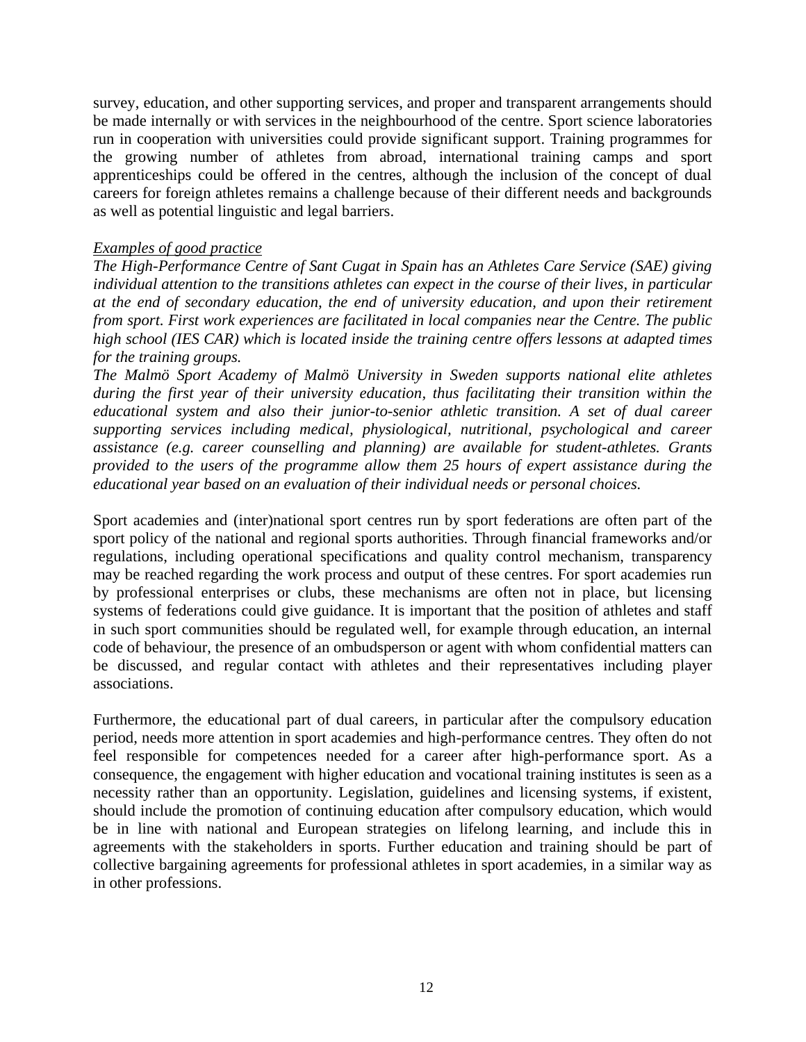survey, education, and other supporting services, and proper and transparent arrangements should be made internally or with services in the neighbourhood of the centre. Sport science laboratories run in cooperation with universities could provide significant support. Training programmes for the growing number of athletes from abroad, international training camps and sport apprenticeships could be offered in the centres, although the inclusion of the concept of dual careers for foreign athletes remains a challenge because of their different needs and backgrounds as well as potential linguistic and legal barriers.

*Examples of good practice*

*The High-Performance Centre of Sant Cugat in Spain has an Athletes Care Service (SAE) giving individual attention to the transitions athletes can expect in the course of their lives, in particular at the end of secondary education, the end of university education, and upon their retirement from sport. First work experiences are facilitated in local companies near the Centre. The public high school (IES CAR) which is located inside the training centre offers lessons at adapted times for the training groups.*

*The Malmö Sport Academy of Malmö University in Sweden supports national elite athletes during the first year of their university education, thus facilitating their transition within the educational system and also their junior-to-senior athletic transition. A set of dual career supporting services including medical, physiological, nutritional, psychological and career assistance (e.g. career counselling and planning) are available for student-athletes. Grants provided to the users of the programme allow them 25 hours of expert assistance during the educational year based on an evaluation of their individual needs or personal choices.*

Sport academies and (inter)national sport centres run by sport federations are often part of the sport policy of the national and regional sports authorities. Through financial frameworks and/or regulations, including operational specifications and quality control mechanism, transparency may be reached regarding the work process and output of these centres. For sport academies run by professional enterprises or clubs, these mechanisms are often not in place, but licensing systems of federations could give guidance. It is important that the position of athletes and staff in such sport communities should be regulated well, for example through education, an internal code of behaviour, the presence of an ombudsperson or agent with whom confidential matters can be discussed, and regular contact with athletes and their representatives including player associations.

Furthermore, the educational part of dual careers, in particular after the compulsory education period, needs more attention in sport academies and high-performance centres. They often do not feel responsible for competences needed for a career after high-performance sport. As a consequence, the engagement with higher education and vocational training institutes is seen as a necessity rather than an opportunity. Legislation, guidelines and licensing systems, if existent, should include the promotion of continuing education after compulsory education, which would be in line with national and European strategies on lifelong learning, and include this in agreements with the stakeholders in sports. Further education and training should be part of collective bargaining agreements for professional athletes in sport academies, in a similar way as in other professions.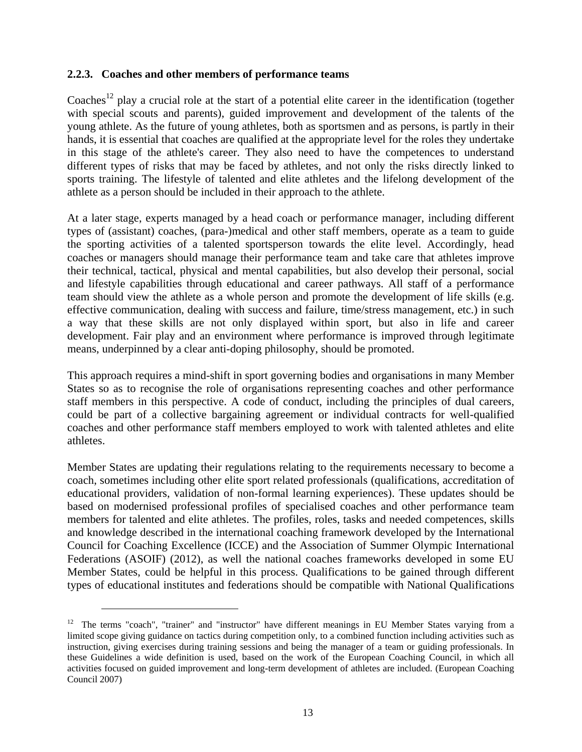### 2.2.3. Coaches and other members of performance teams

Coaches[12] play a crucial role at the start of a potential elite career in the identification (together with special scouts and parents), guided improvement and development of the talents of the young athlete. As the future of young athletes, both as sportsmen and as persons, is partly in their hands, it is essential that coaches are qualified at the appropriate level for the roles they undertake in this stage of the athlete's career. They also need to have the competences to understand different types of risks that may be faced by athletes, and not only the risks directly linked to sports training. The lifestyle of talented and elite athletes and the lifelong development of the athlete as a person should be included in their approach to the athlete.

At a later stage, experts managed by a head coach or performance manager, including different types of (assistant) coaches, (para-)medical and other staff members, operate as a team to guide the sporting activities of a talented sportsperson towards the elite level. Accordingly, head coaches or managers should manage their performance team and take care that athletes improve their technical, tactical, physical and mental capabilities, but also develop their personal, social and lifestyle capabilities through educational and career pathways. All staff of a performance team should view the athlete as a whole person and promote the development of life skills (e.g. effective communication, dealing with success and failure, time/stress management, etc.) in such a way that these skills are not only displayed within sport, but also in life and career development. Fair play and an environment where performance is improved through legitimate means, underpinned by a clear anti-doping philosophy, should be promoted.

This approach requires a mind-shift in sport governing bodies and organisations in many Member States so as to recognise the role of organisations representing coaches and other performance staff members in this perspective. A code of conduct, including the principles of dual careers, could be part of a collective bargaining agreement or individual contracts for well-qualified coaches and other performance staff members employed to work with talented athletes and elite athletes.

Member States are updating their regulations relating to the requirements necessary to become a coach, sometimes including other elite sport related professionals (qualifications, accreditation of educational providers, validation of non-formal learning experiences). These updates should be based on modernised professional profiles of specialised coaches and other performance team members for talented and elite athletes. The profiles, roles, tasks and needed competences, skills and knowledge described in the international coaching framework developed by the International Council for Coaching Excellence (ICCE) and the Association of Summer Olympic International Federations (ASOIF) (2012), as well the national coaches frameworks developed in some EU Member States, could be helpful in this process. Qualifications to be gained through different types of educational institutes and federations should be compatible with National Qualifications

---

[12] The terms "coach", "trainer" and "instructor" have different meanings in EU Member States varying from a limited scope giving guidance on tactics during competition only, to a combined function including activities such as instruction, giving exercises during training sessions and being the manager of a team or guiding professionals. In these Guidelines a wide definition is used, based on the work of the European Coaching Council, in which all activities focused on guided improvement and long-term development of athletes are included. (European Coaching Council 2007)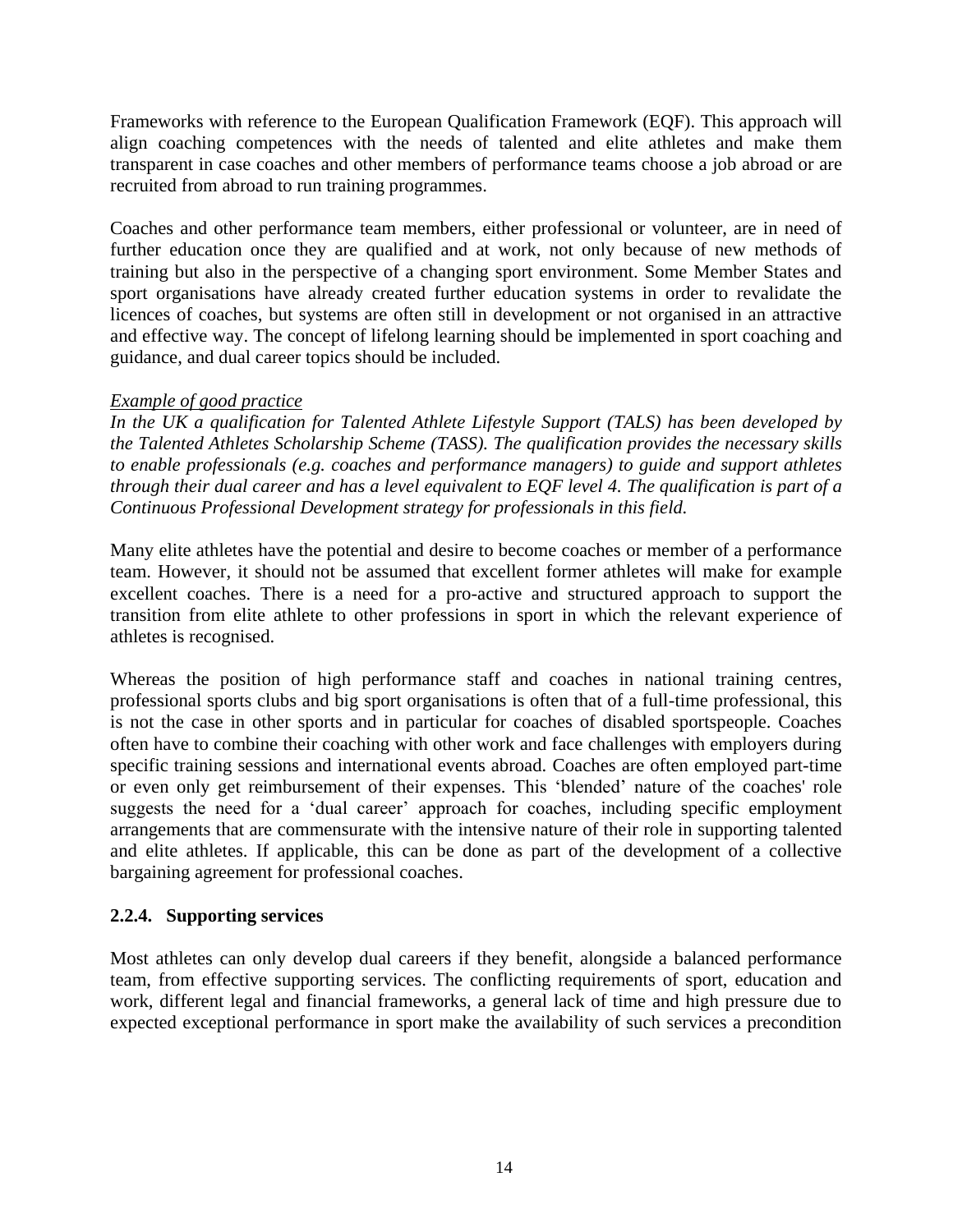Frameworks with reference to the European Qualification Framework (EQF). This approach will align coaching competences with the needs of talented and elite athletes and make them transparent in case coaches and other members of performance teams choose a job abroad or are recruited from abroad to run training programmes.

Coaches and other performance team members, either professional or volunteer, are in need of further education once they are qualified and at work, not only because of new methods of training but also in the perspective of a changing sport environment. Some Member States and sport organisations have already created further education systems in order to revalidate the licences of coaches, but systems are often still in development or not organised in an attractive and effective way. The concept of lifelong learning should be implemented in sport coaching and guidance, and dual career topics should be included.

*Example of good practice*

*In the UK a qualification for Talented Athlete Lifestyle Support (TALS) has been developed by the Talented Athletes Scholarship Scheme (TASS). The qualification provides the necessary skills to enable professionals (e.g. coaches and performance managers) to guide and support athletes through their dual career and has a level equivalent to EQF level 4. The qualification is part of a Continuous Professional Development strategy for professionals in this field.*

Many elite athletes have the potential and desire to become coaches or member of a performance team. However, it should not be assumed that excellent former athletes will make for example excellent coaches. There is a need for a pro-active and structured approach to support the transition from elite athlete to other professions in sport in which the relevant experience of athletes is recognised.

Whereas the position of high performance staff and coaches in national training centres, professional sports clubs and big sport organisations is often that of a full-time professional, this is not the case in other sports and in particular for coaches of disabled sportspeople. Coaches often have to combine their coaching with other work and face challenges with employers during specific training sessions and international events abroad. Coaches are often employed part-time or even only get reimbursement of their expenses. This 'blended' nature of the coaches' role suggests the need for a 'dual career' approach for coaches, including specific employment arrangements that are commensurate with the intensive nature of their role in supporting talented and elite athletes. If applicable, this can be done as part of the development of a collective bargaining agreement for professional coaches.

### 2.2.4. Supporting services

Most athletes can only develop dual careers if they benefit, alongside a balanced performance team, from effective supporting services. The conflicting requirements of sport, education and work, different legal and financial frameworks, a general lack of time and high pressure due to expected exceptional performance in sport make the availability of such services a precondition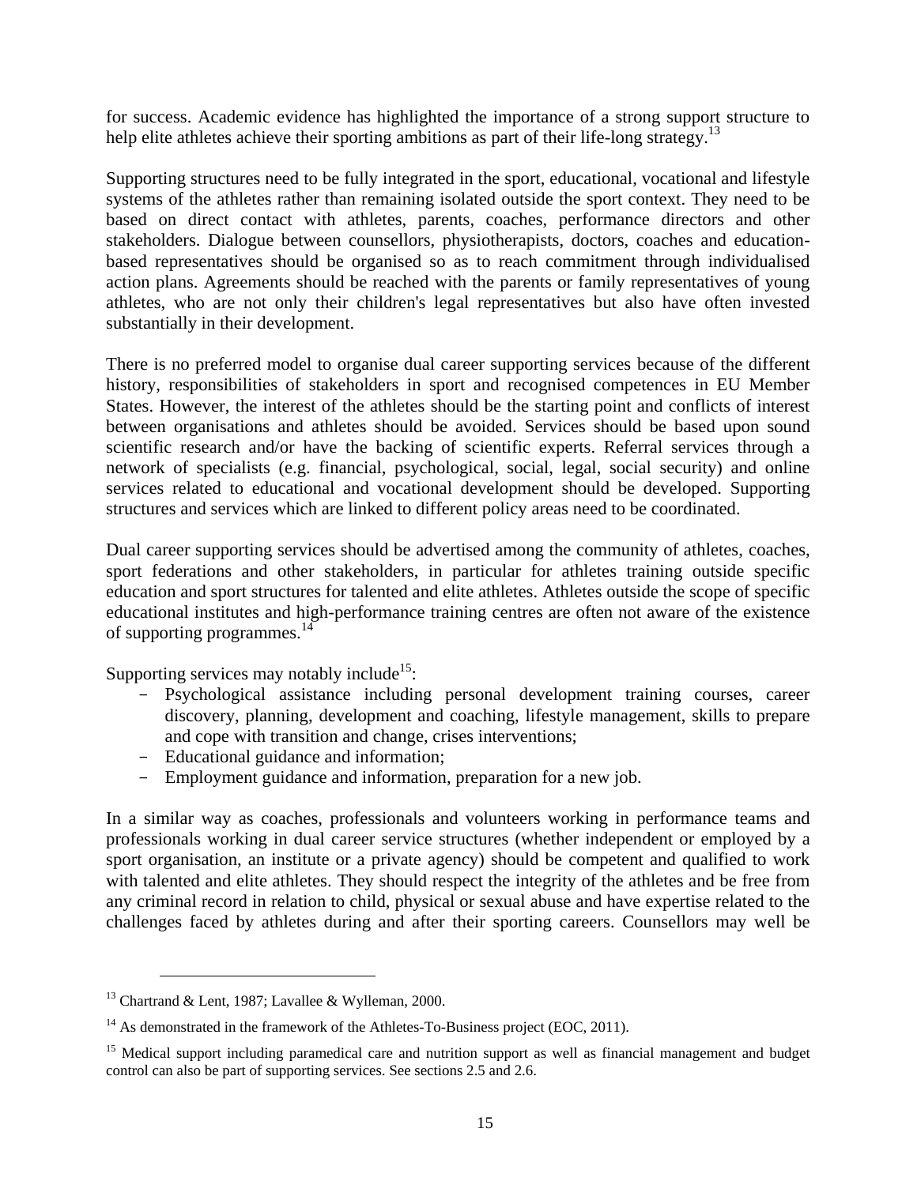for success. Academic evidence has highlighted the importance of a strong support structure to help elite athletes achieve their sporting ambitions as part of their life-long strategy.[13]

Supporting structures need to be fully integrated in the sport, educational, vocational and lifestyle systems of the athletes rather than remaining isolated outside the sport context. They need to be based on direct contact with athletes, parents, coaches, performance directors and other stakeholders. Dialogue between counsellors, physiotherapists, doctors, coaches and education-based representatives should be organised so as to reach commitment through individualised action plans. Agreements should be reached with the parents or family representatives of young athletes, who are not only their children's legal representatives but also have often invested substantially in their development.

There is no preferred model to organise dual career supporting services because of the different history, responsibilities of stakeholders in sport and recognised competences in EU Member States. However, the interest of the athletes should be the starting point and conflicts of interest between organisations and athletes should be avoided. Services should be based upon sound scientific research and/or have the backing of scientific experts. Referral services through a network of specialists (e.g. financial, psychological, social, legal, social security) and online services related to educational and vocational development should be developed. Supporting structures and services which are linked to different policy areas need to be coordinated.

Dual career supporting services should be advertised among the community of athletes, coaches, sport federations and other stakeholders, in particular for athletes training outside specific education and sport structures for talented and elite athletes. Athletes outside the scope of specific educational institutes and high-performance training centres are often not aware of the existence of supporting programmes.[14]

Supporting services may notably include[15]:

- Psychological assistance including personal development training courses, career discovery, planning, development and coaching, lifestyle management, skills to prepare and cope with transition and change, crises interventions;
- Educational guidance and information;
- Employment guidance and information, preparation for a new job.

In a similar way as coaches, professionals and volunteers working in performance teams and professionals working in dual career service structures (whether independent or employed by a sport organisation, an institute or a private agency) should be competent and qualified to work with talented and elite athletes. They should respect the integrity of the athletes and be free from any criminal record in relation to child, physical or sexual abuse and have expertise related to the challenges faced by athletes during and after their sporting careers. Counsellors may well be

---

[13] Chartrand & Lent, 1987; Lavallee & Wylleman, 2000.

[14] As demonstrated in the framework of the Athletes-To-Business project (EOC, 2011).

[15] Medical support including paramedical care and nutrition support as well as financial management and budget control can also be part of supporting services. See sections 2.5 and 2.6.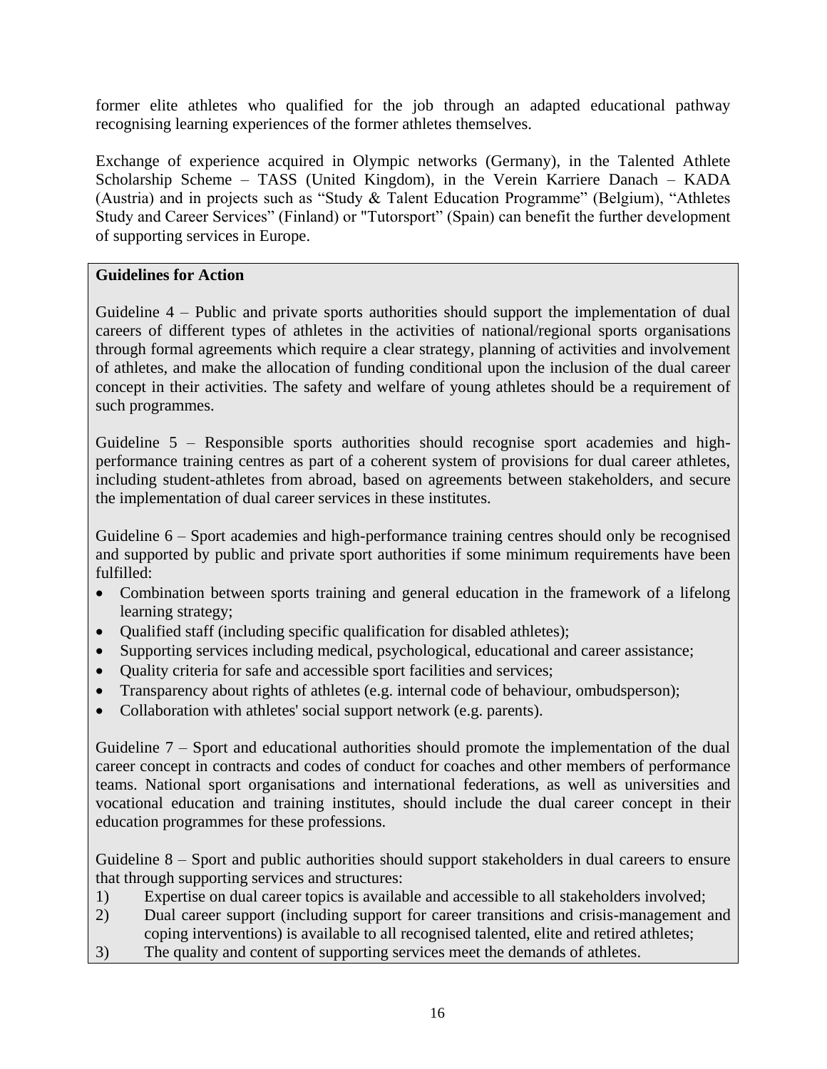former elite athletes who qualified for the job through an adapted educational pathway recognising learning experiences of the former athletes themselves.

Exchange of experience acquired in Olympic networks (Germany), in the Talented Athlete Scholarship Scheme – TASS (United Kingdom), in the Verein Karriere Danach – KADA (Austria) and in projects such as "Study & Talent Education Programme" (Belgium), "Athletes Study and Career Services" (Finland) or "Tutorsport" (Spain) can benefit the further development of supporting services in Europe.

**Guidelines for Action**

Guideline 4 – Public and private sports authorities should support the implementation of dual careers of different types of athletes in the activities of national/regional sports organisations through formal agreements which require a clear strategy, planning of activities and involvement of athletes, and make the allocation of funding conditional upon the inclusion of the dual career concept in their activities. The safety and welfare of young athletes should be a requirement of such programmes.

Guideline 5 – Responsible sports authorities should recognise sport academies and high-performance training centres as part of a coherent system of provisions for dual career athletes, including student-athletes from abroad, based on agreements between stakeholders, and secure the implementation of dual career services in these institutes.

Guideline 6 – Sport academies and high-performance training centres should only be recognised and supported by public and private sport authorities if some minimum requirements have been fulfilled:

- Combination between sports training and general education in the framework of a lifelong learning strategy;
- Qualified staff (including specific qualification for disabled athletes);
- Supporting services including medical, psychological, educational and career assistance;
- Quality criteria for safe and accessible sport facilities and services;
- Transparency about rights of athletes (e.g. internal code of behaviour, ombudsperson);
- Collaboration with athletes' social support network (e.g. parents).

Guideline 7 – Sport and educational authorities should promote the implementation of the dual career concept in contracts and codes of conduct for coaches and other members of performance teams. National sport organisations and international federations, as well as universities and vocational education and training institutes, should include the dual career concept in their education programmes for these professions.

Guideline 8 – Sport and public authorities should support stakeholders in dual careers to ensure that through supporting services and structures:

1) Expertise on dual career topics is available and accessible to all stakeholders involved;
2) Dual career support (including support for career transitions and crisis-management and coping interventions) is available to all recognised talented, elite and retired athletes;
3) The quality and content of supporting services meet the demands of athletes.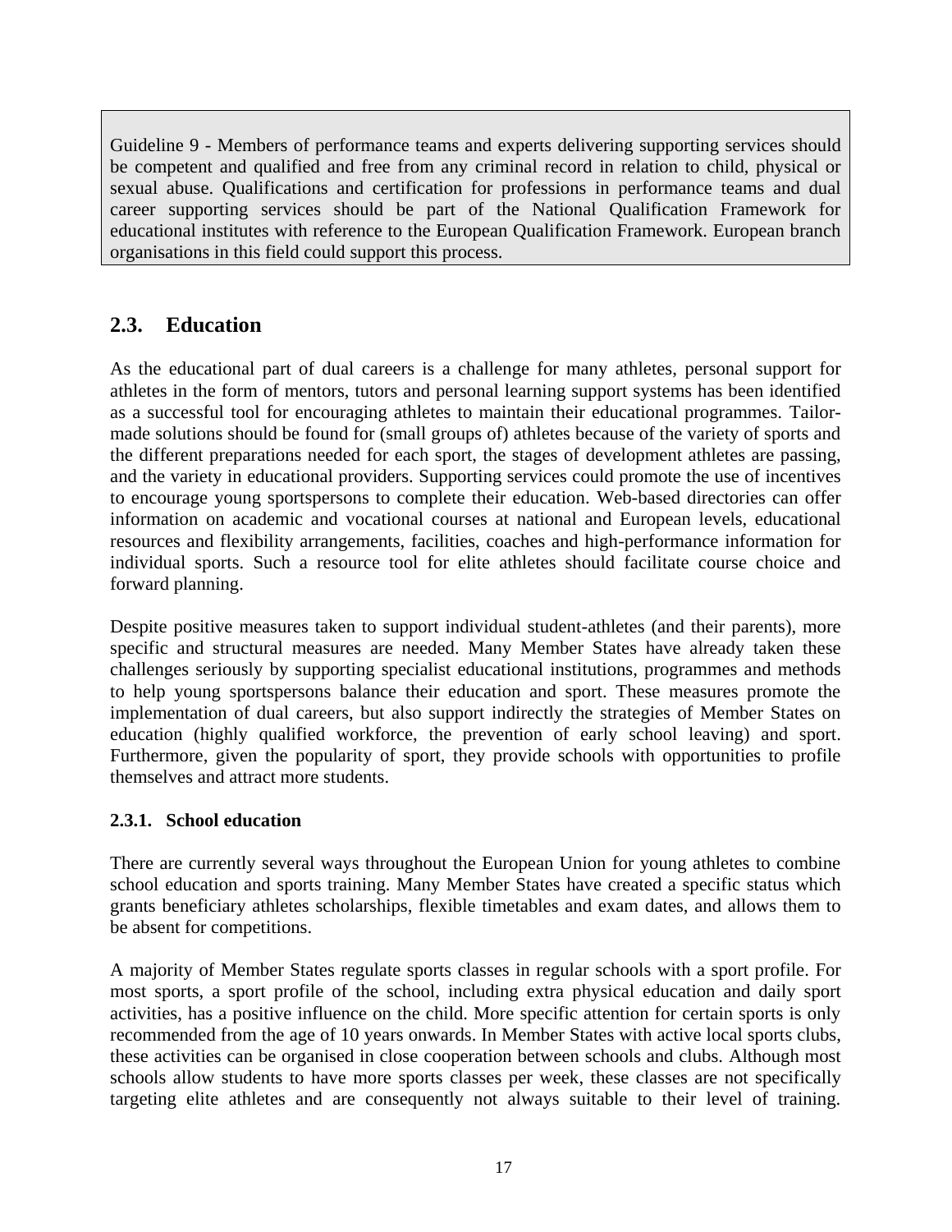> Guideline 9 - Members of performance teams and experts delivering supporting services should be competent and qualified and free from any criminal record in relation to child, physical or sexual abuse. Qualifications and certification for professions in performance teams and dual career supporting services should be part of the National Qualification Framework for educational institutes with reference to the European Qualification Framework. European branch organisations in this field could support this process.

## 2.3. Education

As the educational part of dual careers is a challenge for many athletes, personal support for athletes in the form of mentors, tutors and personal learning support systems has been identified as a successful tool for encouraging athletes to maintain their educational programmes. Tailor-made solutions should be found for (small groups of) athletes because of the variety of sports and the different preparations needed for each sport, the stages of development athletes are passing, and the variety in educational providers. Supporting services could promote the use of incentives to encourage young sportspersons to complete their education. Web-based directories can offer information on academic and vocational courses at national and European levels, educational resources and flexibility arrangements, facilities, coaches and high-performance information for individual sports. Such a resource tool for elite athletes should facilitate course choice and forward planning.

Despite positive measures taken to support individual student-athletes (and their parents), more specific and structural measures are needed. Many Member States have already taken these challenges seriously by supporting specialist educational institutions, programmes and methods to help young sportspersons balance their education and sport. These measures promote the implementation of dual careers, but also support indirectly the strategies of Member States on education (highly qualified workforce, the prevention of early school leaving) and sport. Furthermore, given the popularity of sport, they provide schools with opportunities to profile themselves and attract more students.

### 2.3.1. School education

There are currently several ways throughout the European Union for young athletes to combine school education and sports training. Many Member States have created a specific status which grants beneficiary athletes scholarships, flexible timetables and exam dates, and allows them to be absent for competitions.

A majority of Member States regulate sports classes in regular schools with a sport profile. For most sports, a sport profile of the school, including extra physical education and daily sport activities, has a positive influence on the child. More specific attention for certain sports is only recommended from the age of 10 years onwards. In Member States with active local sports clubs, these activities can be organised in close cooperation between schools and clubs. Although most schools allow students to have more sports classes per week, these classes are not specifically targeting elite athletes and are consequently not always suitable to their level of training.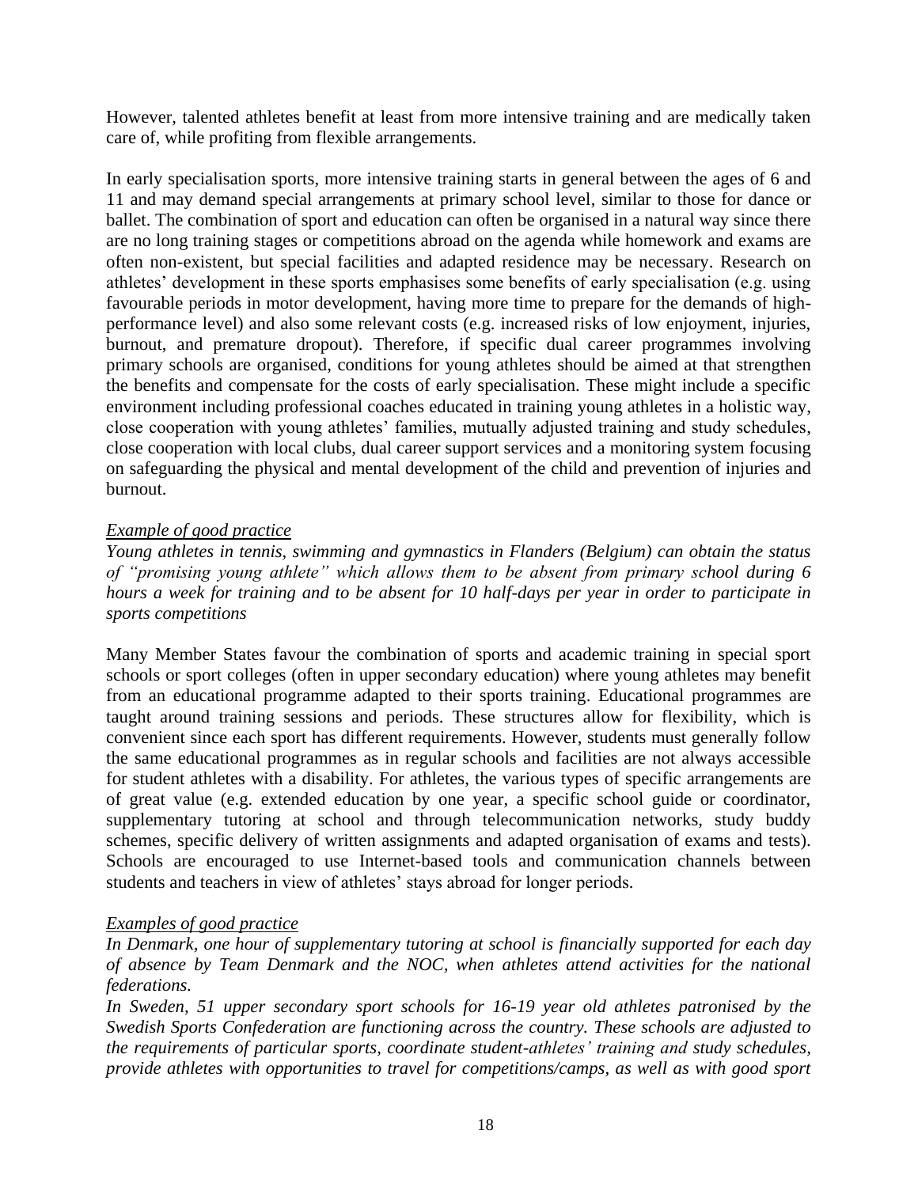However, talented athletes benefit at least from more intensive training and are medically taken care of, while profiting from flexible arrangements.

In early specialisation sports, more intensive training starts in general between the ages of 6 and 11 and may demand special arrangements at primary school level, similar to those for dance or ballet. The combination of sport and education can often be organised in a natural way since there are no long training stages or competitions abroad on the agenda while homework and exams are often non-existent, but special facilities and adapted residence may be necessary. Research on athletes' development in these sports emphasises some benefits of early specialisation (e.g. using favourable periods in motor development, having more time to prepare for the demands of high-performance level) and also some relevant costs (e.g. increased risks of low enjoyment, injuries, burnout, and premature dropout). Therefore, if specific dual career programmes involving primary schools are organised, conditions for young athletes should be aimed at that strengthen the benefits and compensate for the costs of early specialisation. These might include a specific environment including professional coaches educated in training young athletes in a holistic way, close cooperation with young athletes' families, mutually adjusted training and study schedules, close cooperation with local clubs, dual career support services and a monitoring system focusing on safeguarding the physical and mental development of the child and prevention of injuries and burnout.

*Example of good practice*

*Young athletes in tennis, swimming and gymnastics in Flanders (Belgium) can obtain the status of "promising young athlete" which allows them to be absent from primary school during 6 hours a week for training and to be absent for 10 half-days per year in order to participate in sports competitions*

Many Member States favour the combination of sports and academic training in special sport schools or sport colleges (often in upper secondary education) where young athletes may benefit from an educational programme adapted to their sports training. Educational programmes are taught around training sessions and periods. These structures allow for flexibility, which is convenient since each sport has different requirements. However, students must generally follow the same educational programmes as in regular schools and facilities are not always accessible for student athletes with a disability. For athletes, the various types of specific arrangements are of great value (e.g. extended education by one year, a specific school guide or coordinator, supplementary tutoring at school and through telecommunication networks, study buddy schemes, specific delivery of written assignments and adapted organisation of exams and tests). Schools are encouraged to use Internet-based tools and communication channels between students and teachers in view of athletes' stays abroad for longer periods.

*Examples of good practice*

*In Denmark, one hour of supplementary tutoring at school is financially supported for each day of absence by Team Denmark and the NOC, when athletes attend activities for the national federations.*

*In Sweden, 51 upper secondary sport schools for 16-19 year old athletes patronised by the Swedish Sports Confederation are functioning across the country. These schools are adjusted to the requirements of particular sports, coordinate student-athletes' training and study schedules, provide athletes with opportunities to travel for competitions/camps, as well as with good sport*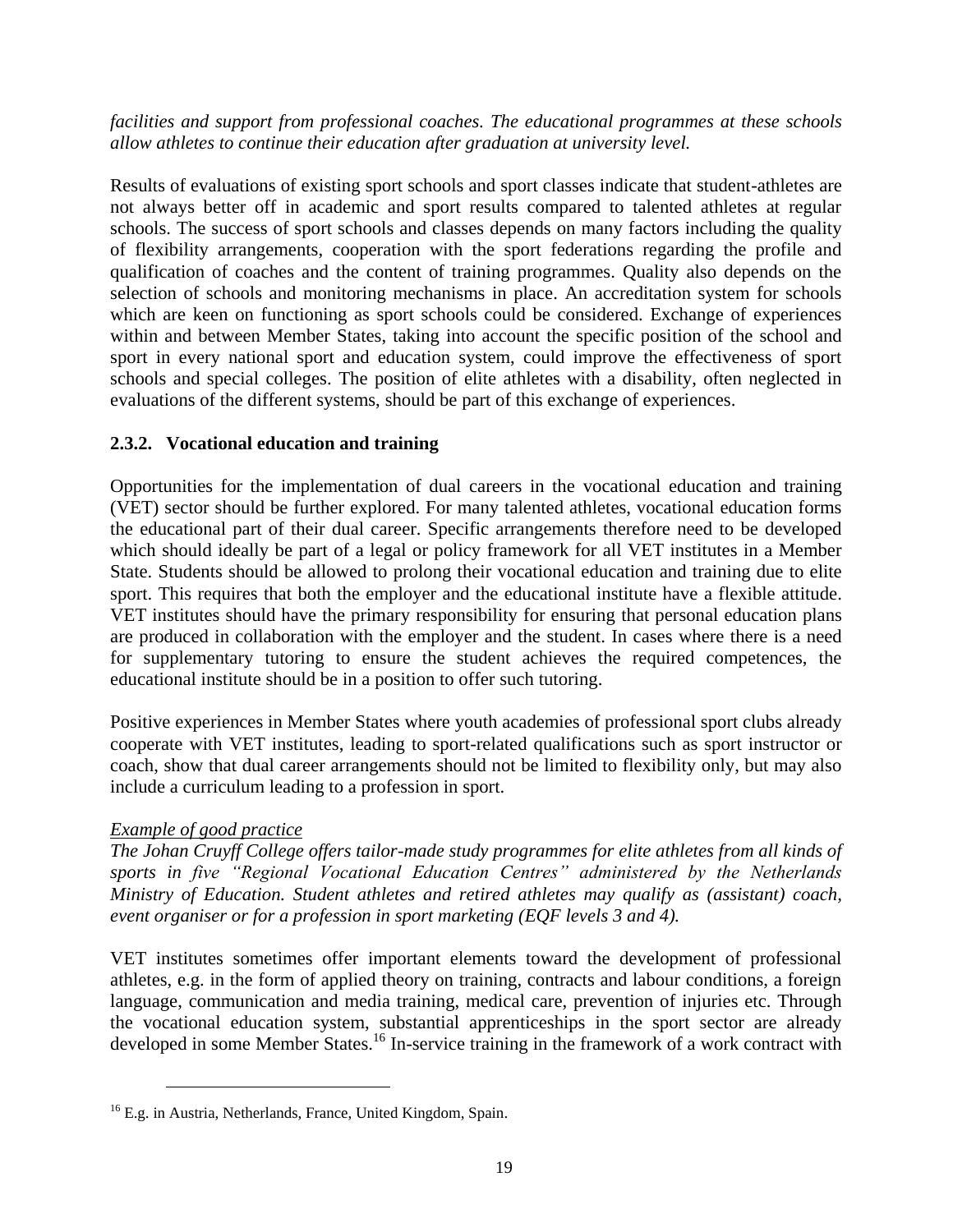*facilities and support from professional coaches. The educational programmes at these schools allow athletes to continue their education after graduation at university level.*

Results of evaluations of existing sport schools and sport classes indicate that student-athletes are not always better off in academic and sport results compared to talented athletes at regular schools. The success of sport schools and classes depends on many factors including the quality of flexibility arrangements, cooperation with the sport federations regarding the profile and qualification of coaches and the content of training programmes. Quality also depends on the selection of schools and monitoring mechanisms in place. An accreditation system for schools which are keen on functioning as sport schools could be considered. Exchange of experiences within and between Member States, taking into account the specific position of the school and sport in every national sport and education system, could improve the effectiveness of sport schools and special colleges. The position of elite athletes with a disability, often neglected in evaluations of the different systems, should be part of this exchange of experiences.

### 2.3.2. Vocational education and training

Opportunities for the implementation of dual careers in the vocational education and training (VET) sector should be further explored. For many talented athletes, vocational education forms the educational part of their dual career. Specific arrangements therefore need to be developed which should ideally be part of a legal or policy framework for all VET institutes in a Member State. Students should be allowed to prolong their vocational education and training due to elite sport. This requires that both the employer and the educational institute have a flexible attitude. VET institutes should have the primary responsibility for ensuring that personal education plans are produced in collaboration with the employer and the student. In cases where there is a need for supplementary tutoring to ensure the student achieves the required competences, the educational institute should be in a position to offer such tutoring.

Positive experiences in Member States where youth academies of professional sport clubs already cooperate with VET institutes, leading to sport-related qualifications such as sport instructor or coach, show that dual career arrangements should not be limited to flexibility only, but may also include a curriculum leading to a profession in sport.

<u>*Example of good practice*</u>

*The Johan Cruyff College offers tailor-made study programmes for elite athletes from all kinds of sports in five "Regional Vocational Education Centres" administered by the Netherlands Ministry of Education. Student athletes and retired athletes may qualify as (assistant) coach, event organiser or for a profession in sport marketing (EQF levels 3 and 4).*

VET institutes sometimes offer important elements toward the development of professional athletes, e.g. in the form of applied theory on training, contracts and labour conditions, a foreign language, communication and media training, medical care, prevention of injuries etc. Through the vocational education system, substantial apprenticeships in the sport sector are already developed in some Member States.[16] In-service training in the framework of a work contract with

---

[16] E.g. in Austria, Netherlands, France, United Kingdom, Spain.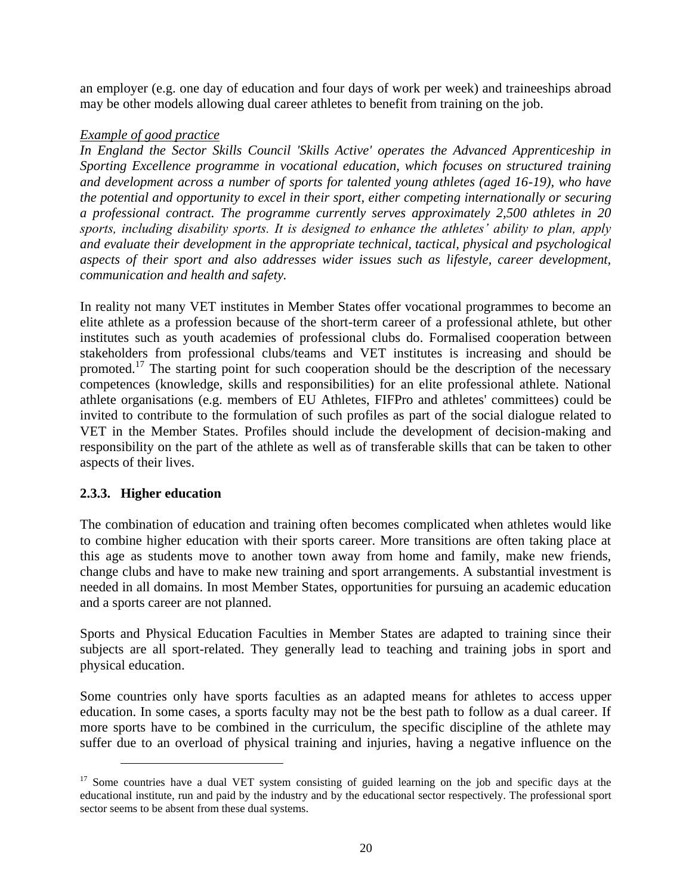an employer (e.g. one day of education and four days of work per week) and traineeships abroad may be other models allowing dual career athletes to benefit from training on the job.

*Example of good practice*

*In England the Sector Skills Council 'Skills Active' operates the Advanced Apprenticeship in Sporting Excellence programme in vocational education, which focuses on structured training and development across a number of sports for talented young athletes (aged 16-19), who have the potential and opportunity to excel in their sport, either competing internationally or securing a professional contract. The programme currently serves approximately 2,500 athletes in 20 sports, including disability sports. It is designed to enhance the athletes' ability to plan, apply and evaluate their development in the appropriate technical, tactical, physical and psychological aspects of their sport and also addresses wider issues such as lifestyle, career development, communication and health and safety.*

In reality not many VET institutes in Member States offer vocational programmes to become an elite athlete as a profession because of the short-term career of a professional athlete, but other institutes such as youth academies of professional clubs do. Formalised cooperation between stakeholders from professional clubs/teams and VET institutes is increasing and should be promoted.[17] The starting point for such cooperation should be the description of the necessary competences (knowledge, skills and responsibilities) for an elite professional athlete. National athlete organisations (e.g. members of EU Athletes, FIFPro and athletes' committees) could be invited to contribute to the formulation of such profiles as part of the social dialogue related to VET in the Member States. Profiles should include the development of decision-making and responsibility on the part of the athlete as well as of transferable skills that can be taken to other aspects of their lives.

### 2.3.3. Higher education

The combination of education and training often becomes complicated when athletes would like to combine higher education with their sports career. More transitions are often taking place at this age as students move to another town away from home and family, make new friends, change clubs and have to make new training and sport arrangements. A substantial investment is needed in all domains. In most Member States, opportunities for pursuing an academic education and a sports career are not planned.

Sports and Physical Education Faculties in Member States are adapted to training since their subjects are all sport-related. They generally lead to teaching and training jobs in sport and physical education.

Some countries only have sports faculties as an adapted means for athletes to access upper education. In some cases, a sports faculty may not be the best path to follow as a dual career. If more sports have to be combined in the curriculum, the specific discipline of the athlete may suffer due to an overload of physical training and injuries, having a negative influence on the

---

[17] Some countries have a dual VET system consisting of guided learning on the job and specific days at the educational institute, run and paid by the industry and by the educational sector respectively. The professional sport sector seems to be absent from these dual systems.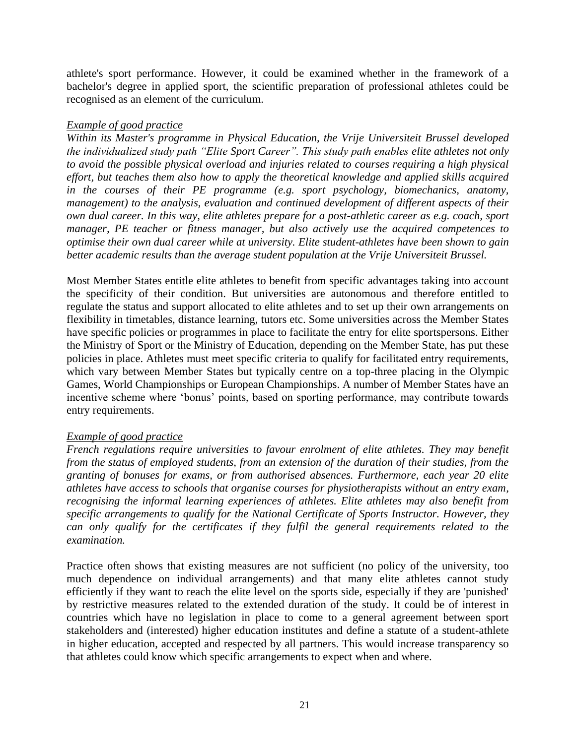athlete's sport performance. However, it could be examined whether in the framework of a bachelor's degree in applied sport, the scientific preparation of professional athletes could be recognised as an element of the curriculum.

*Example of good practice*

*Within its Master's programme in Physical Education, the Vrije Universiteit Brussel developed the individualized study path "Elite Sport Career". This study path enables elite athletes not only to avoid the possible physical overload and injuries related to courses requiring a high physical effort, but teaches them also how to apply the theoretical knowledge and applied skills acquired in the courses of their PE programme (e.g. sport psychology, biomechanics, anatomy, management) to the analysis, evaluation and continued development of different aspects of their own dual career. In this way, elite athletes prepare for a post-athletic career as e.g. coach, sport manager, PE teacher or fitness manager, but also actively use the acquired competences to optimise their own dual career while at university. Elite student-athletes have been shown to gain better academic results than the average student population at the Vrije Universiteit Brussel.*

Most Member States entitle elite athletes to benefit from specific advantages taking into account the specificity of their condition. But universities are autonomous and therefore entitled to regulate the status and support allocated to elite athletes and to set up their own arrangements on flexibility in timetables, distance learning, tutors etc. Some universities across the Member States have specific policies or programmes in place to facilitate the entry for elite sportspersons. Either the Ministry of Sport or the Ministry of Education, depending on the Member State, has put these policies in place. Athletes must meet specific criteria to qualify for facilitated entry requirements, which vary between Member States but typically centre on a top-three placing in the Olympic Games, World Championships or European Championships. A number of Member States have an incentive scheme where 'bonus' points, based on sporting performance, may contribute towards entry requirements.

*Example of good practice*

*French regulations require universities to favour enrolment of elite athletes. They may benefit from the status of employed students, from an extension of the duration of their studies, from the granting of bonuses for exams, or from authorised absences. Furthermore, each year 20 elite athletes have access to schools that organise courses for physiotherapists without an entry exam, recognising the informal learning experiences of athletes. Elite athletes may also benefit from specific arrangements to qualify for the National Certificate of Sports Instructor. However, they can only qualify for the certificates if they fulfil the general requirements related to the examination.*

Practice often shows that existing measures are not sufficient (no policy of the university, too much dependence on individual arrangements) and that many elite athletes cannot study efficiently if they want to reach the elite level on the sports side, especially if they are 'punished' by restrictive measures related to the extended duration of the study. It could be of interest in countries which have no legislation in place to come to a general agreement between sport stakeholders and (interested) higher education institutes and define a statute of a student-athlete in higher education, accepted and respected by all partners. This would increase transparency so that athletes could know which specific arrangements to expect when and where.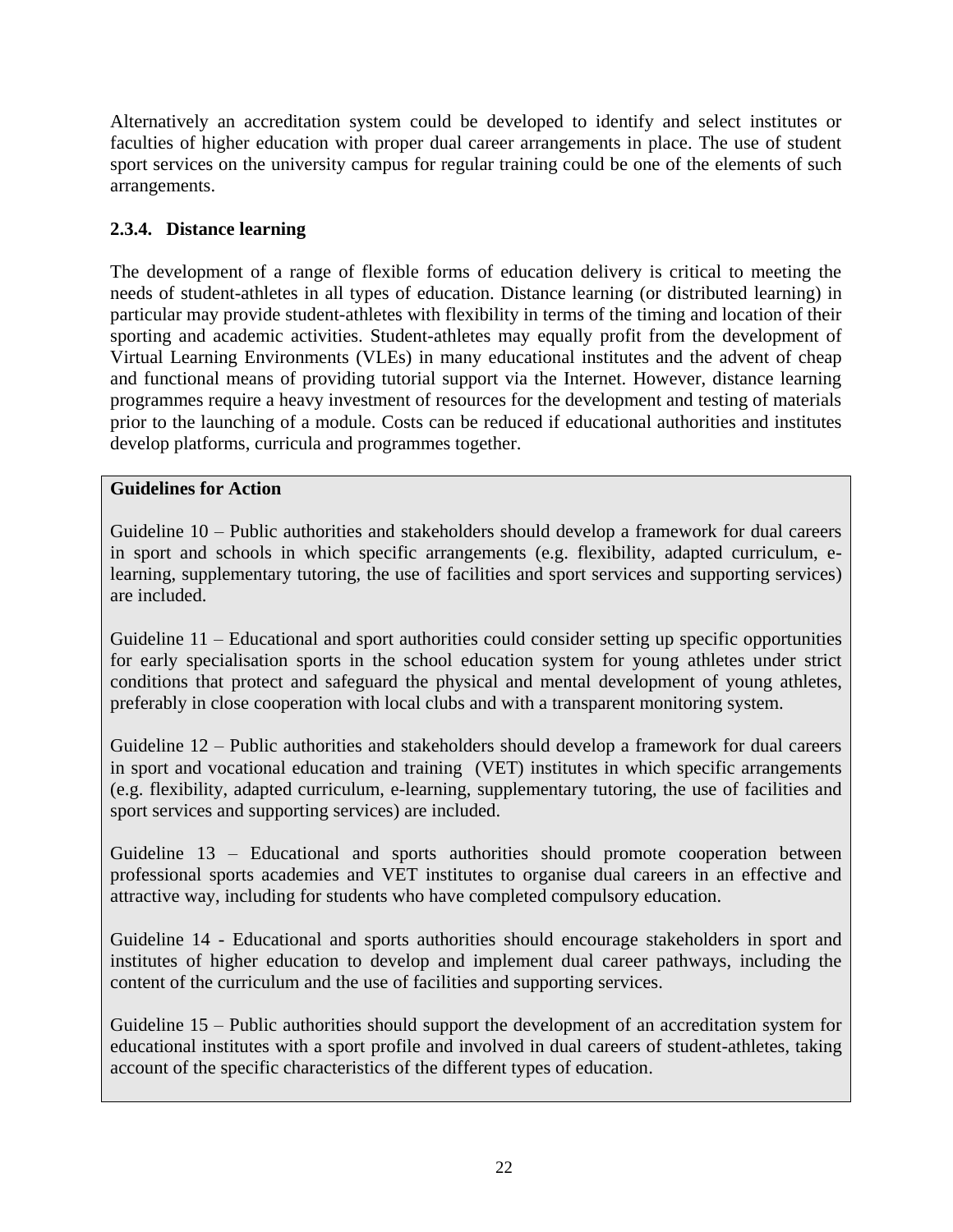Alternatively an accreditation system could be developed to identify and select institutes or faculties of higher education with proper dual career arrangements in place. The use of student sport services on the university campus for regular training could be one of the elements of such arrangements.

### 2.3.4. Distance learning

The development of a range of flexible forms of education delivery is critical to meeting the needs of student-athletes in all types of education. Distance learning (or distributed learning) in particular may provide student-athletes with flexibility in terms of the timing and location of their sporting and academic activities. Student-athletes may equally profit from the development of Virtual Learning Environments (VLEs) in many educational institutes and the advent of cheap and functional means of providing tutorial support via the Internet. However, distance learning programmes require a heavy investment of resources for the development and testing of materials prior to the launching of a module. Costs can be reduced if educational authorities and institutes develop platforms, curricula and programmes together.

**Guidelines for Action**

Guideline 10 – Public authorities and stakeholders should develop a framework for dual careers in sport and schools in which specific arrangements (e.g. flexibility, adapted curriculum, e-learning, supplementary tutoring, the use of facilities and sport services and supporting services) are included.

Guideline 11 – Educational and sport authorities could consider setting up specific opportunities for early specialisation sports in the school education system for young athletes under strict conditions that protect and safeguard the physical and mental development of young athletes, preferably in close cooperation with local clubs and with a transparent monitoring system.

Guideline 12 – Public authorities and stakeholders should develop a framework for dual careers in sport and vocational education and training (VET) institutes in which specific arrangements (e.g. flexibility, adapted curriculum, e-learning, supplementary tutoring, the use of facilities and sport services and supporting services) are included.

Guideline 13 – Educational and sports authorities should promote cooperation between professional sports academies and VET institutes to organise dual careers in an effective and attractive way, including for students who have completed compulsory education.

Guideline 14 - Educational and sports authorities should encourage stakeholders in sport and institutes of higher education to develop and implement dual career pathways, including the content of the curriculum and the use of facilities and supporting services.

Guideline 15 – Public authorities should support the development of an accreditation system for educational institutes with a sport profile and involved in dual careers of student-athletes, taking account of the specific characteristics of the different types of education.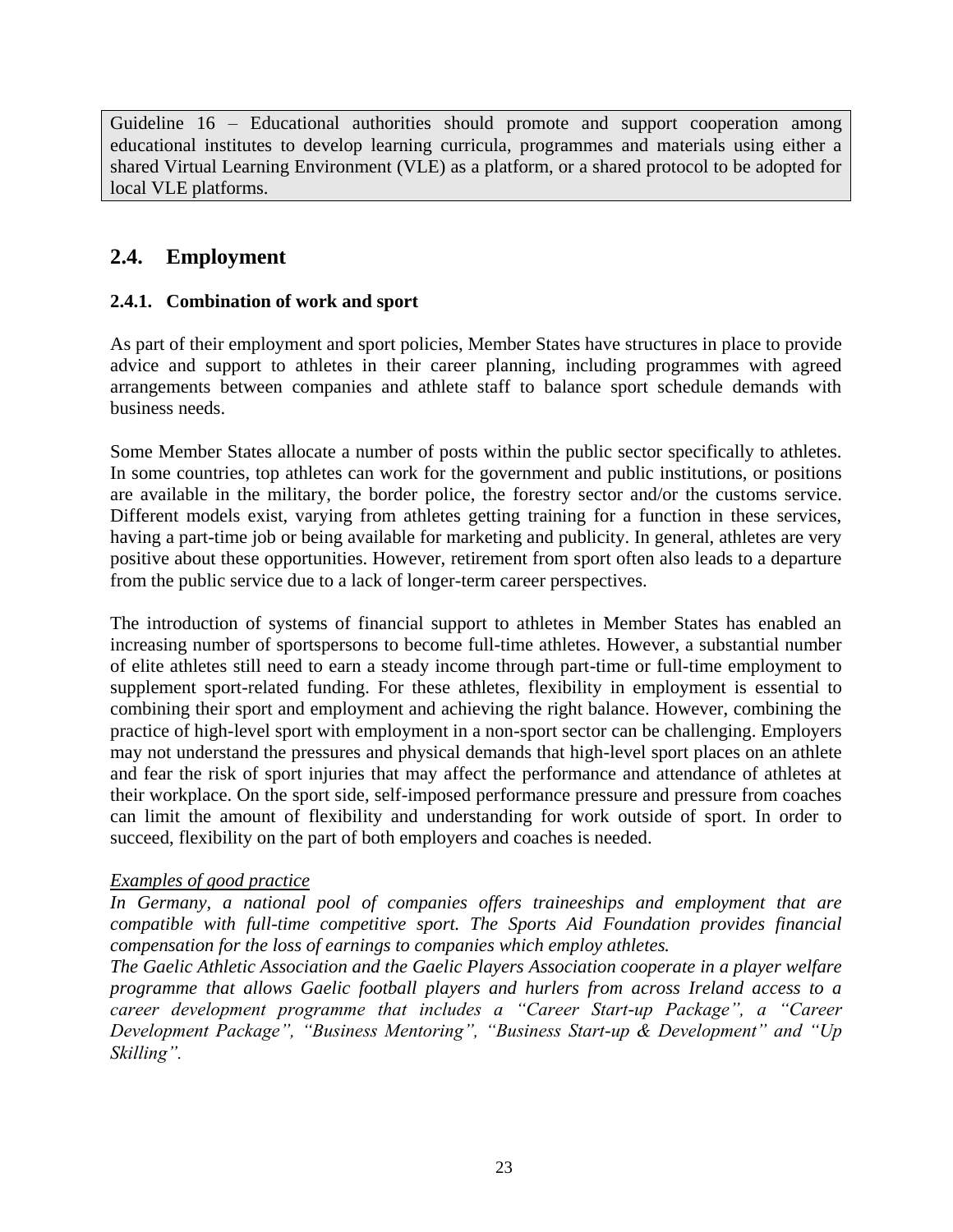> Guideline 16 – Educational authorities should promote and support cooperation among educational institutes to develop learning curricula, programmes and materials using either a shared Virtual Learning Environment (VLE) as a platform, or a shared protocol to be adopted for local VLE platforms.

## 2.4. Employment

### 2.4.1. Combination of work and sport

As part of their employment and sport policies, Member States have structures in place to provide advice and support to athletes in their career planning, including programmes with agreed arrangements between companies and athlete staff to balance sport schedule demands with business needs.

Some Member States allocate a number of posts within the public sector specifically to athletes. In some countries, top athletes can work for the government and public institutions, or positions are available in the military, the border police, the forestry sector and/or the customs service. Different models exist, varying from athletes getting training for a function in these services, having a part-time job or being available for marketing and publicity. In general, athletes are very positive about these opportunities. However, retirement from sport often also leads to a departure from the public service due to a lack of longer-term career perspectives.

The introduction of systems of financial support to athletes in Member States has enabled an increasing number of sportspersons to become full-time athletes. However, a substantial number of elite athletes still need to earn a steady income through part-time or full-time employment to supplement sport-related funding. For these athletes, flexibility in employment is essential to combining their sport and employment and achieving the right balance. However, combining the practice of high-level sport with employment in a non-sport sector can be challenging. Employers may not understand the pressures and physical demands that high-level sport places on an athlete and fear the risk of sport injuries that may affect the performance and attendance of athletes at their workplace. On the sport side, self-imposed performance pressure and pressure from coaches can limit the amount of flexibility and understanding for work outside of sport. In order to succeed, flexibility on the part of both employers and coaches is needed.

*<u>Examples of good practice</u>*

*In Germany, a national pool of companies offers traineeships and employment that are compatible with full-time competitive sport. The Sports Aid Foundation provides financial compensation for the loss of earnings to companies which employ athletes.*

*The Gaelic Athletic Association and the Gaelic Players Association cooperate in a player welfare programme that allows Gaelic football players and hurlers from across Ireland access to a career development programme that includes a "Career Start-up Package", a "Career Development Package", "Business Mentoring", "Business Start-up & Development" and "Up Skilling".*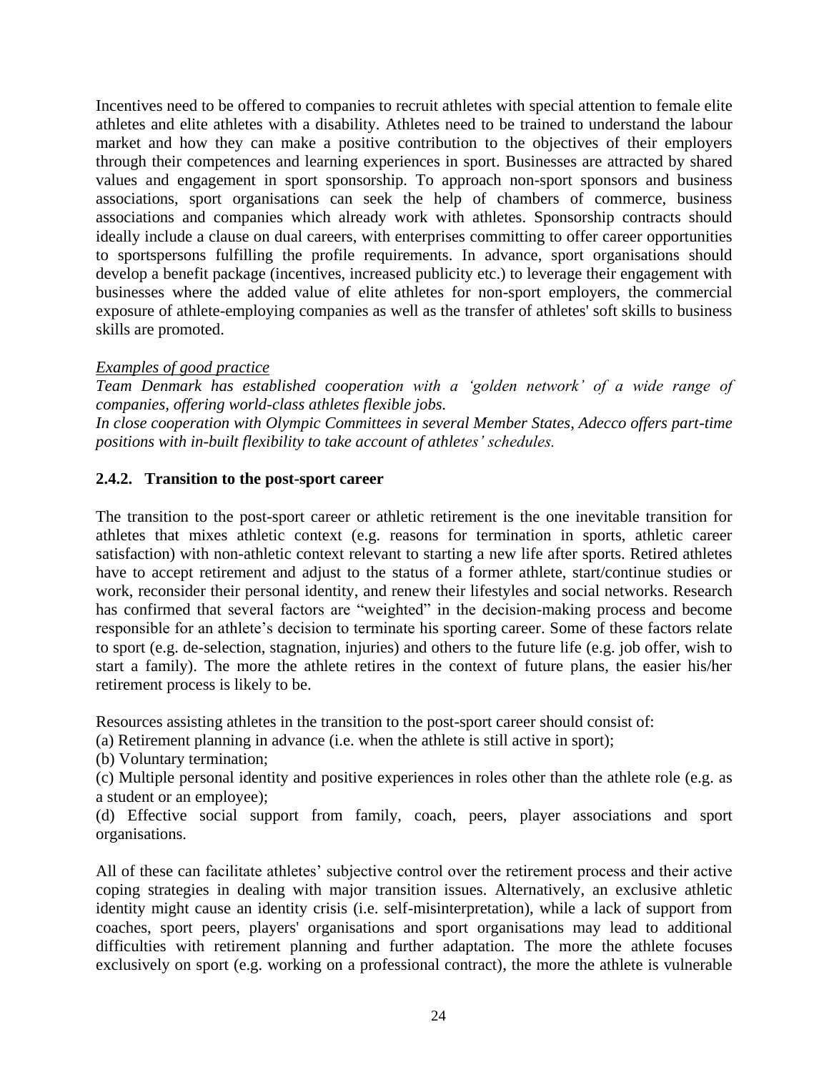Incentives need to be offered to companies to recruit athletes with special attention to female elite athletes and elite athletes with a disability. Athletes need to be trained to understand the labour market and how they can make a positive contribution to the objectives of their employers through their competences and learning experiences in sport. Businesses are attracted by shared values and engagement in sport sponsorship. To approach non-sport sponsors and business associations, sport organisations can seek the help of chambers of commerce, business associations and companies which already work with athletes. Sponsorship contracts should ideally include a clause on dual careers, with enterprises committing to offer career opportunities to sportspersons fulfilling the profile requirements. In advance, sport organisations should develop a benefit package (incentives, increased publicity etc.) to leverage their engagement with businesses where the added value of elite athletes for non-sport employers, the commercial exposure of athlete-employing companies as well as the transfer of athletes' soft skills to business skills are promoted.

<u>*Examples of good practice*</u>

*Team Denmark has established cooperation with a 'golden network' of a wide range of companies, offering world-class athletes flexible jobs.*

*In close cooperation with Olympic Committees in several Member States, Adecco offers part-time positions with in-built flexibility to take account of athletes' schedules.*

### 2.4.2. Transition to the post-sport career

The transition to the post-sport career or athletic retirement is the one inevitable transition for athletes that mixes athletic context (e.g. reasons for termination in sports, athletic career satisfaction) with non-athletic context relevant to starting a new life after sports. Retired athletes have to accept retirement and adjust to the status of a former athlete, start/continue studies or work, reconsider their personal identity, and renew their lifestyles and social networks. Research has confirmed that several factors are "weighted" in the decision-making process and become responsible for an athlete's decision to terminate his sporting career. Some of these factors relate to sport (e.g. de-selection, stagnation, injuries) and others to the future life (e.g. job offer, wish to start a family). The more the athlete retires in the context of future plans, the easier his/her retirement process is likely to be.

Resources assisting athletes in the transition to the post-sport career should consist of:

(a) Retirement planning in advance (i.e. when the athlete is still active in sport);

(b) Voluntary termination;

(c) Multiple personal identity and positive experiences in roles other than the athlete role (e.g. as a student or an employee);

(d) Effective social support from family, coach, peers, player associations and sport organisations.

All of these can facilitate athletes' subjective control over the retirement process and their active coping strategies in dealing with major transition issues. Alternatively, an exclusive athletic identity might cause an identity crisis (i.e. self-misinterpretation), while a lack of support from coaches, sport peers, players' organisations and sport organisations may lead to additional difficulties with retirement planning and further adaptation. The more the athlete focuses exclusively on sport (e.g. working on a professional contract), the more the athlete is vulnerable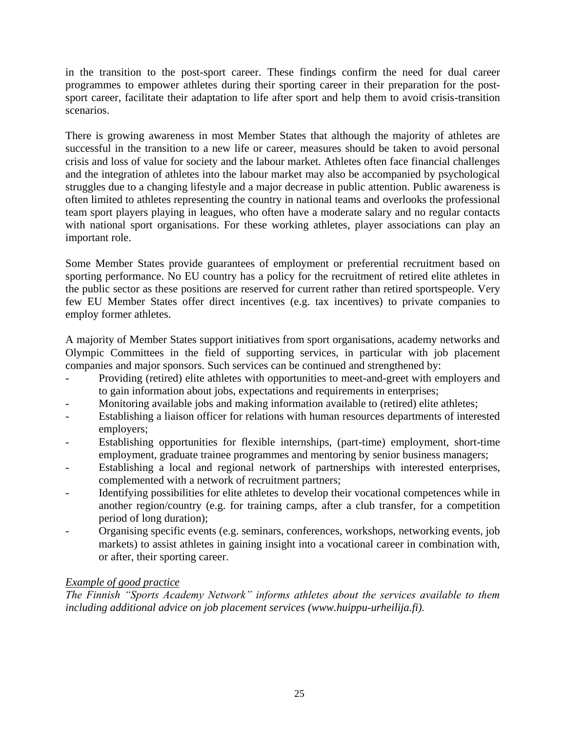in the transition to the post-sport career. These findings confirm the need for dual career programmes to empower athletes during their sporting career in their preparation for the post-sport career, facilitate their adaptation to life after sport and help them to avoid crisis-transition scenarios.

There is growing awareness in most Member States that although the majority of athletes are successful in the transition to a new life or career, measures should be taken to avoid personal crisis and loss of value for society and the labour market. Athletes often face financial challenges and the integration of athletes into the labour market may also be accompanied by psychological struggles due to a changing lifestyle and a major decrease in public attention. Public awareness is often limited to athletes representing the country in national teams and overlooks the professional team sport players playing in leagues, who often have a moderate salary and no regular contacts with national sport organisations. For these working athletes, player associations can play an important role.

Some Member States provide guarantees of employment or preferential recruitment based on sporting performance. No EU country has a policy for the recruitment of retired elite athletes in the public sector as these positions are reserved for current rather than retired sportspeople. Very few EU Member States offer direct incentives (e.g. tax incentives) to private companies to employ former athletes.

A majority of Member States support initiatives from sport organisations, academy networks and Olympic Committees in the field of supporting services, in particular with job placement companies and major sponsors. Such services can be continued and strengthened by:

- Providing (retired) elite athletes with opportunities to meet-and-greet with employers and to gain information about jobs, expectations and requirements in enterprises;
- Monitoring available jobs and making information available to (retired) elite athletes;
- Establishing a liaison officer for relations with human resources departments of interested employers;
- Establishing opportunities for flexible internships, (part-time) employment, short-time employment, graduate trainee programmes and mentoring by senior business managers;
- Establishing a local and regional network of partnerships with interested enterprises, complemented with a network of recruitment partners;
- Identifying possibilities for elite athletes to develop their vocational competences while in another region/country (e.g. for training camps, after a club transfer, for a competition period of long duration);
- Organising specific events (e.g. seminars, conferences, workshops, networking events, job markets) to assist athletes in gaining insight into a vocational career in combination with, or after, their sporting career.

*<u>Example of good practice</u>*

*The Finnish "Sports Academy Network" informs athletes about the services available to them including additional advice on job placement services (www.huippu-urheilija.fi).*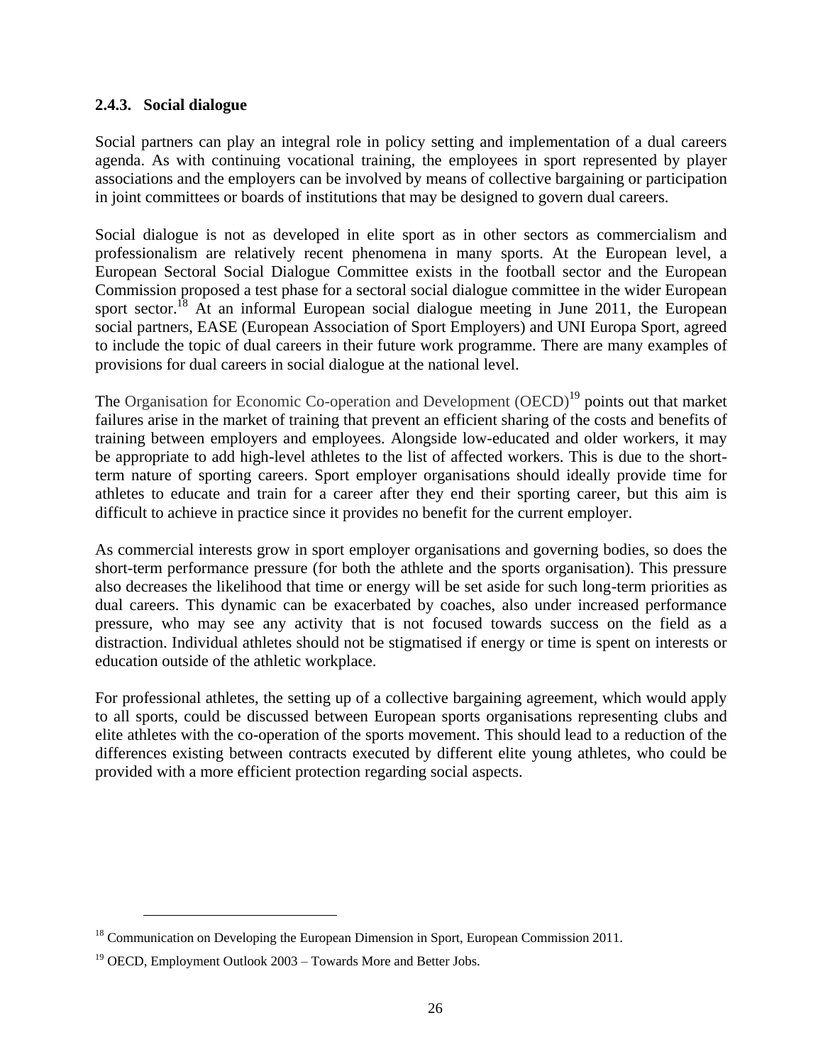### 2.4.3. Social dialogue

Social partners can play an integral role in policy setting and implementation of a dual careers agenda. As with continuing vocational training, the employees in sport represented by player associations and the employers can be involved by means of collective bargaining or participation in joint committees or boards of institutions that may be designed to govern dual careers.

Social dialogue is not as developed in elite sport as in other sectors as commercialism and professionalism are relatively recent phenomena in many sports. At the European level, a European Sectoral Social Dialogue Committee exists in the football sector and the European Commission proposed a test phase for a sectoral social dialogue committee in the wider European sport sector.[18] At an informal European social dialogue meeting in June 2011, the European social partners, EASE (European Association of Sport Employers) and UNI Europa Sport, agreed to include the topic of dual careers in their future work programme. There are many examples of provisions for dual careers in social dialogue at the national level.

The Organisation for Economic Co-operation and Development (OECD)[19] points out that market failures arise in the market of training that prevent an efficient sharing of the costs and benefits of training between employers and employees. Alongside low-educated and older workers, it may be appropriate to add high-level athletes to the list of affected workers. This is due to the short-term nature of sporting careers. Sport employer organisations should ideally provide time for athletes to educate and train for a career after they end their sporting career, but this aim is difficult to achieve in practice since it provides no benefit for the current employer.

As commercial interests grow in sport employer organisations and governing bodies, so does the short-term performance pressure (for both the athlete and the sports organisation). This pressure also decreases the likelihood that time or energy will be set aside for such long-term priorities as dual careers. This dynamic can be exacerbated by coaches, also under increased performance pressure, who may see any activity that is not focused towards success on the field as a distraction. Individual athletes should not be stigmatised if energy or time is spent on interests or education outside of the athletic workplace.

For professional athletes, the setting up of a collective bargaining agreement, which would apply to all sports, could be discussed between European sports organisations representing clubs and elite athletes with the co-operation of the sports movement. This should lead to a reduction of the differences existing between contracts executed by different elite young athletes, who could be provided with a more efficient protection regarding social aspects.

---

[18] Communication on Developing the European Dimension in Sport, European Commission 2011.

[19] OECD, Employment Outlook 2003 – Towards More and Better Jobs.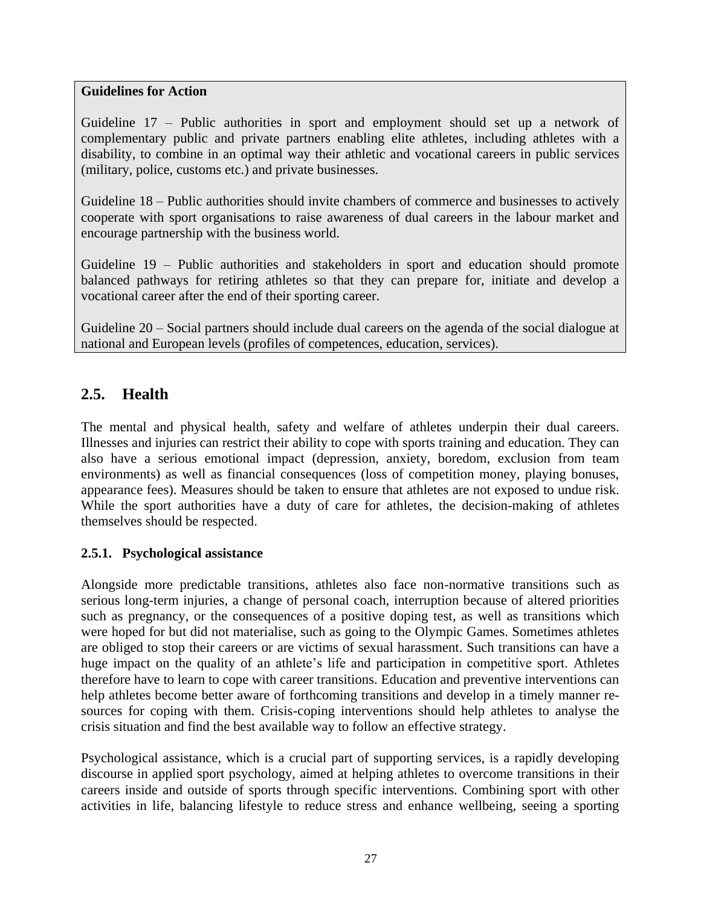**Guidelines for Action**

Guideline 17 – Public authorities in sport and employment should set up a network of complementary public and private partners enabling elite athletes, including athletes with a disability, to combine in an optimal way their athletic and vocational careers in public services (military, police, customs etc.) and private businesses.

Guideline 18 – Public authorities should invite chambers of commerce and businesses to actively cooperate with sport organisations to raise awareness of dual careers in the labour market and encourage partnership with the business world.

Guideline 19 – Public authorities and stakeholders in sport and education should promote balanced pathways for retiring athletes so that they can prepare for, initiate and develop a vocational career after the end of their sporting career.

Guideline 20 – Social partners should include dual careers on the agenda of the social dialogue at national and European levels (profiles of competences, education, services).

## 2.5. Health

The mental and physical health, safety and welfare of athletes underpin their dual careers. Illnesses and injuries can restrict their ability to cope with sports training and education. They can also have a serious emotional impact (depression, anxiety, boredom, exclusion from team environments) as well as financial consequences (loss of competition money, playing bonuses, appearance fees). Measures should be taken to ensure that athletes are not exposed to undue risk. While the sport authorities have a duty of care for athletes, the decision-making of athletes themselves should be respected.

### 2.5.1. Psychological assistance

Alongside more predictable transitions, athletes also face non-normative transitions such as serious long-term injuries, a change of personal coach, interruption because of altered priorities such as pregnancy, or the consequences of a positive doping test, as well as transitions which were hoped for but did not materialise, such as going to the Olympic Games. Sometimes athletes are obliged to stop their careers or are victims of sexual harassment. Such transitions can have a huge impact on the quality of an athlete's life and participation in competitive sport. Athletes therefore have to learn to cope with career transitions. Education and preventive interventions can help athletes become better aware of forthcoming transitions and develop in a timely manner re-sources for coping with them. Crisis-coping interventions should help athletes to analyse the crisis situation and find the best available way to follow an effective strategy.

Psychological assistance, which is a crucial part of supporting services, is a rapidly developing discourse in applied sport psychology, aimed at helping athletes to overcome transitions in their careers inside and outside of sports through specific interventions. Combining sport with other activities in life, balancing lifestyle to reduce stress and enhance wellbeing, seeing a sporting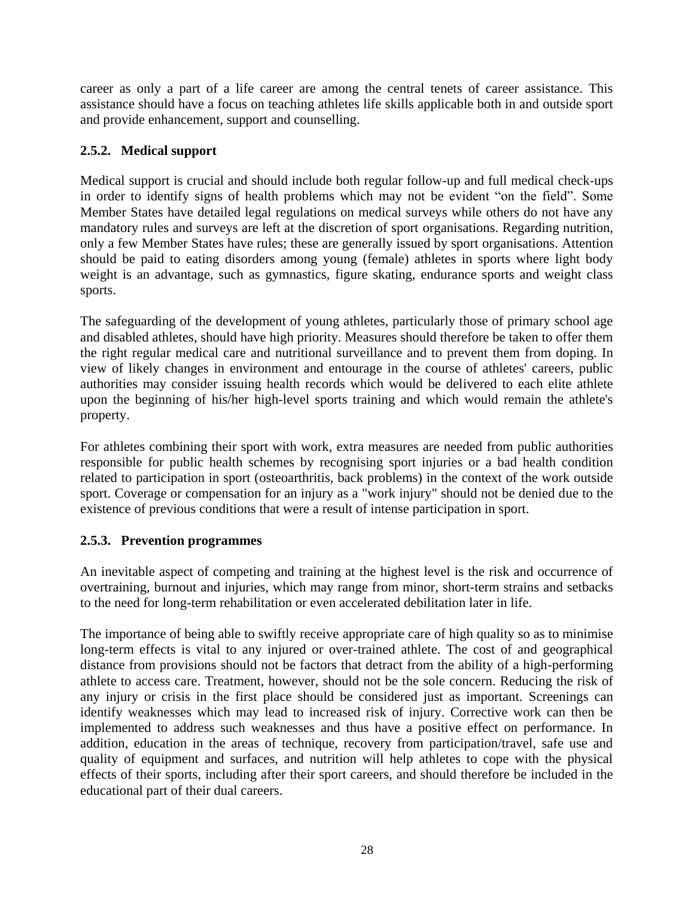career as only a part of a life career are among the central tenets of career assistance. This assistance should have a focus on teaching athletes life skills applicable both in and outside sport and provide enhancement, support and counselling.

### 2.5.2. Medical support

Medical support is crucial and should include both regular follow-up and full medical check-ups in order to identify signs of health problems which may not be evident "on the field". Some Member States have detailed legal regulations on medical surveys while others do not have any mandatory rules and surveys are left at the discretion of sport organisations. Regarding nutrition, only a few Member States have rules; these are generally issued by sport organisations. Attention should be paid to eating disorders among young (female) athletes in sports where light body weight is an advantage, such as gymnastics, figure skating, endurance sports and weight class sports.

The safeguarding of the development of young athletes, particularly those of primary school age and disabled athletes, should have high priority. Measures should therefore be taken to offer them the right regular medical care and nutritional surveillance and to prevent them from doping. In view of likely changes in environment and entourage in the course of athletes' careers, public authorities may consider issuing health records which would be delivered to each elite athlete upon the beginning of his/her high-level sports training and which would remain the athlete's property.

For athletes combining their sport with work, extra measures are needed from public authorities responsible for public health schemes by recognising sport injuries or a bad health condition related to participation in sport (osteoarthritis, back problems) in the context of the work outside sport. Coverage or compensation for an injury as a "work injury" should not be denied due to the existence of previous conditions that were a result of intense participation in sport.

### 2.5.3. Prevention programmes

An inevitable aspect of competing and training at the highest level is the risk and occurrence of overtraining, burnout and injuries, which may range from minor, short-term strains and setbacks to the need for long-term rehabilitation or even accelerated debilitation later in life.

The importance of being able to swiftly receive appropriate care of high quality so as to minimise long-term effects is vital to any injured or over-trained athlete. The cost of and geographical distance from provisions should not be factors that detract from the ability of a high-performing athlete to access care. Treatment, however, should not be the sole concern. Reducing the risk of any injury or crisis in the first place should be considered just as important. Screenings can identify weaknesses which may lead to increased risk of injury. Corrective work can then be implemented to address such weaknesses and thus have a positive effect on performance. In addition, education in the areas of technique, recovery from participation/travel, safe use and quality of equipment and surfaces, and nutrition will help athletes to cope with the physical effects of their sports, including after their sport careers, and should therefore be included in the educational part of their dual careers.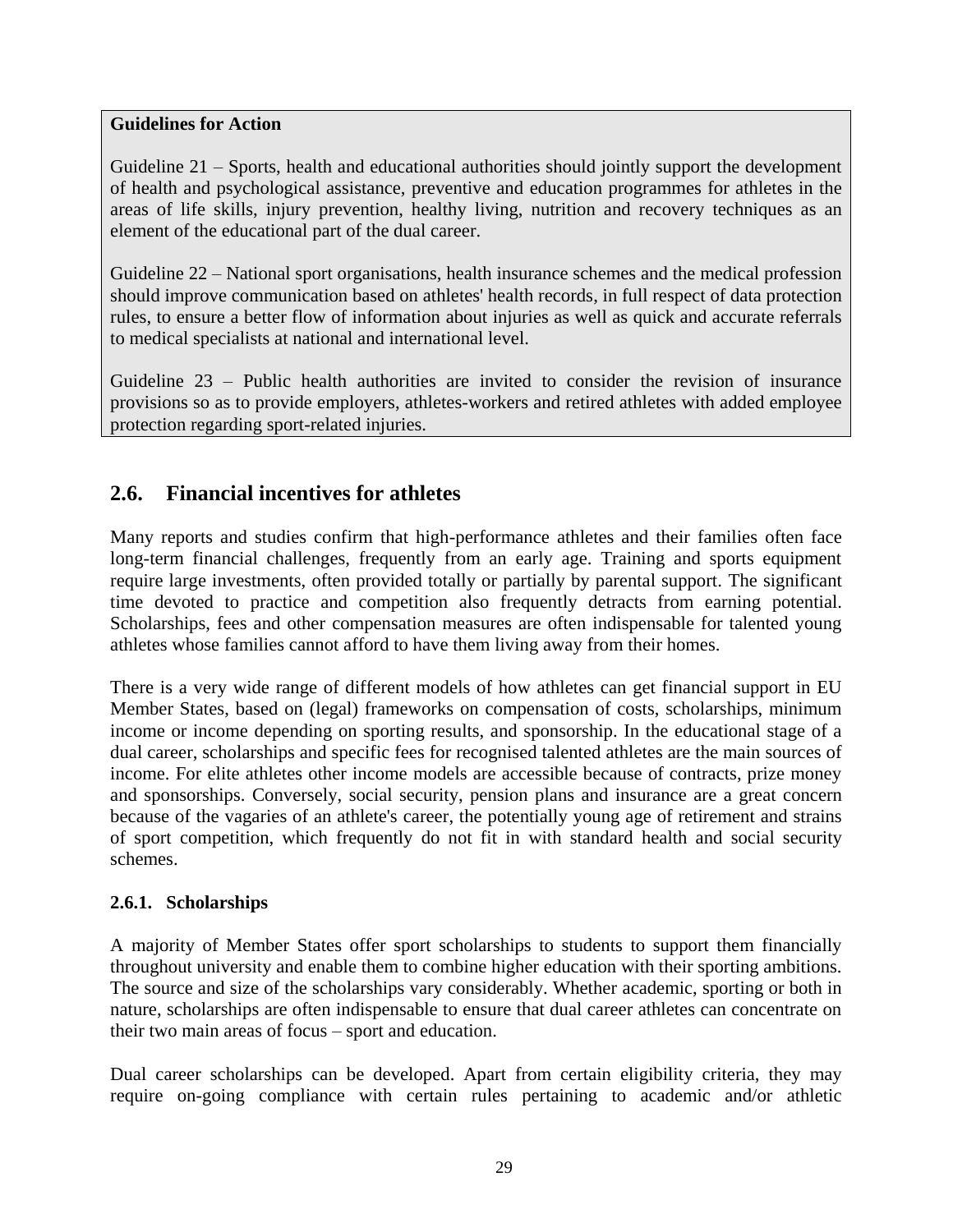**Guidelines for Action**

Guideline 21 – Sports, health and educational authorities should jointly support the development of health and psychological assistance, preventive and education programmes for athletes in the areas of life skills, injury prevention, healthy living, nutrition and recovery techniques as an element of the educational part of the dual career.

Guideline 22 – National sport organisations, health insurance schemes and the medical profession should improve communication based on athletes' health records, in full respect of data protection rules, to ensure a better flow of information about injuries as well as quick and accurate referrals to medical specialists at national and international level.

Guideline 23 – Public health authorities are invited to consider the revision of insurance provisions so as to provide employers, athletes-workers and retired athletes with added employee protection regarding sport-related injuries.

## 2.6. Financial incentives for athletes

Many reports and studies confirm that high-performance athletes and their families often face long-term financial challenges, frequently from an early age. Training and sports equipment require large investments, often provided totally or partially by parental support. The significant time devoted to practice and competition also frequently detracts from earning potential. Scholarships, fees and other compensation measures are often indispensable for talented young athletes whose families cannot afford to have them living away from their homes.

There is a very wide range of different models of how athletes can get financial support in EU Member States, based on (legal) frameworks on compensation of costs, scholarships, minimum income or income depending on sporting results, and sponsorship. In the educational stage of a dual career, scholarships and specific fees for recognised talented athletes are the main sources of income. For elite athletes other income models are accessible because of contracts, prize money and sponsorships. Conversely, social security, pension plans and insurance are a great concern because of the vagaries of an athlete's career, the potentially young age of retirement and strains of sport competition, which frequently do not fit in with standard health and social security schemes.

### 2.6.1. Scholarships

A majority of Member States offer sport scholarships to students to support them financially throughout university and enable them to combine higher education with their sporting ambitions. The source and size of the scholarships vary considerably. Whether academic, sporting or both in nature, scholarships are often indispensable to ensure that dual career athletes can concentrate on their two main areas of focus – sport and education.

Dual career scholarships can be developed. Apart from certain eligibility criteria, they may require on-going compliance with certain rules pertaining to academic and/or athletic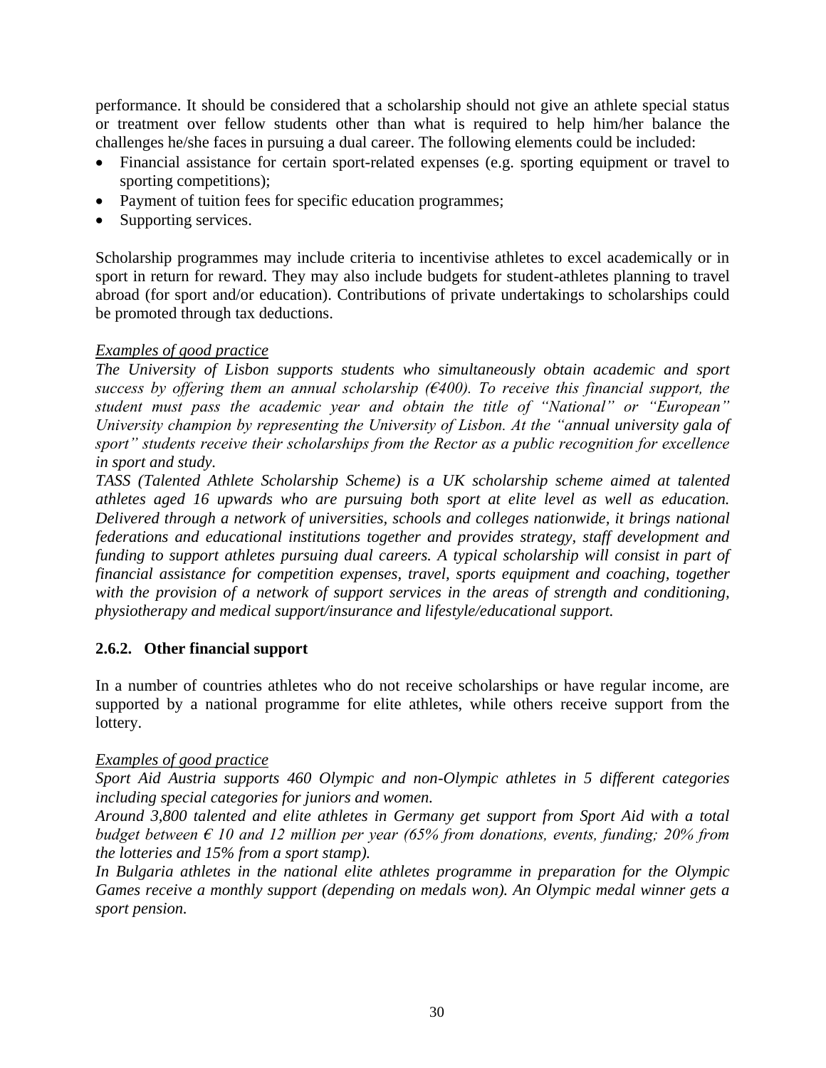performance. It should be considered that a scholarship should not give an athlete special status or treatment over fellow students other than what is required to help him/her balance the challenges he/she faces in pursuing a dual career. The following elements could be included:

- Financial assistance for certain sport-related expenses (e.g. sporting equipment or travel to sporting competitions);
- Payment of tuition fees for specific education programmes;
- Supporting services.

Scholarship programmes may include criteria to incentivise athletes to excel academically or in sport in return for reward. They may also include budgets for student-athletes planning to travel abroad (for sport and/or education). Contributions of private undertakings to scholarships could be promoted through tax deductions.

*Examples of good practice*

*The University of Lisbon supports students who simultaneously obtain academic and sport success by offering them an annual scholarship (€400). To receive this financial support, the student must pass the academic year and obtain the title of "National" or "European" University champion by representing the University of Lisbon. At the "annual university gala of sport" students receive their scholarships from the Rector as a public recognition for excellence in sport and study.*

*TASS (Talented Athlete Scholarship Scheme) is a UK scholarship scheme aimed at talented athletes aged 16 upwards who are pursuing both sport at elite level as well as education. Delivered through a network of universities, schools and colleges nationwide, it brings national federations and educational institutions together and provides strategy, staff development and funding to support athletes pursuing dual careers. A typical scholarship will consist in part of financial assistance for competition expenses, travel, sports equipment and coaching, together with the provision of a network of support services in the areas of strength and conditioning, physiotherapy and medical support/insurance and lifestyle/educational support.*

### 2.6.2. Other financial support

In a number of countries athletes who do not receive scholarships or have regular income, are supported by a national programme for elite athletes, while others receive support from the lottery.

*Examples of good practice*

*Sport Aid Austria supports 460 Olympic and non-Olympic athletes in 5 different categories including special categories for juniors and women.*

*Around 3,800 talented and elite athletes in Germany get support from Sport Aid with a total budget between € 10 and 12 million per year (65% from donations, events, funding; 20% from the lotteries and 15% from a sport stamp).*

*In Bulgaria athletes in the national elite athletes programme in preparation for the Olympic Games receive a monthly support (depending on medals won). An Olympic medal winner gets a sport pension.*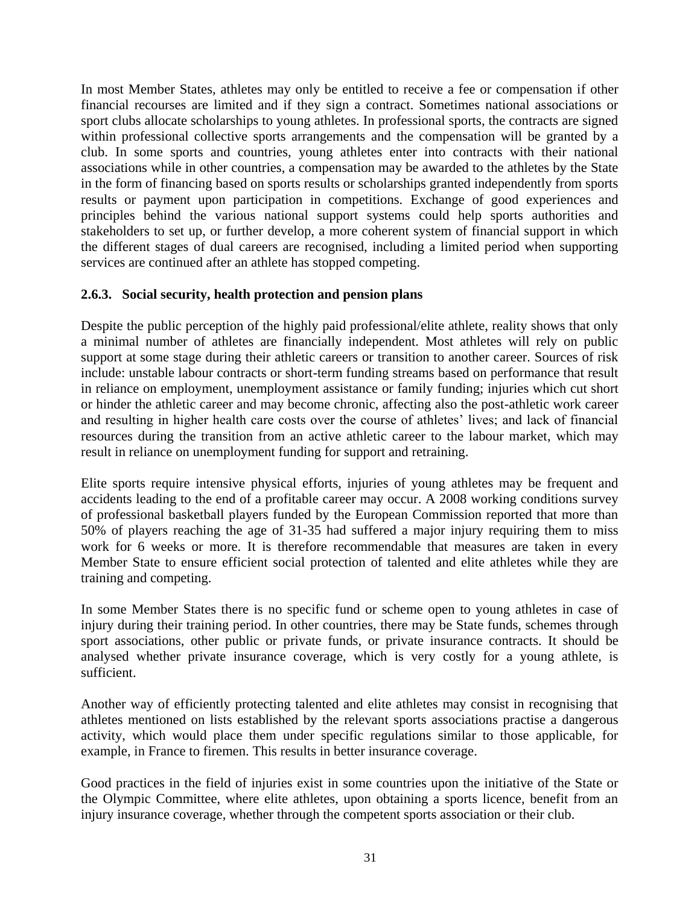In most Member States, athletes may only be entitled to receive a fee or compensation if other financial recourses are limited and if they sign a contract. Sometimes national associations or sport clubs allocate scholarships to young athletes. In professional sports, the contracts are signed within professional collective sports arrangements and the compensation will be granted by a club. In some sports and countries, young athletes enter into contracts with their national associations while in other countries, a compensation may be awarded to the athletes by the State in the form of financing based on sports results or scholarships granted independently from sports results or payment upon participation in competitions. Exchange of good experiences and principles behind the various national support systems could help sports authorities and stakeholders to set up, or further develop, a more coherent system of financial support in which the different stages of dual careers are recognised, including a limited period when supporting services are continued after an athlete has stopped competing.

### 2.6.3. Social security, health protection and pension plans

Despite the public perception of the highly paid professional/elite athlete, reality shows that only a minimal number of athletes are financially independent. Most athletes will rely on public support at some stage during their athletic careers or transition to another career. Sources of risk include: unstable labour contracts or short-term funding streams based on performance that result in reliance on employment, unemployment assistance or family funding; injuries which cut short or hinder the athletic career and may become chronic, affecting also the post-athletic work career and resulting in higher health care costs over the course of athletes' lives; and lack of financial resources during the transition from an active athletic career to the labour market, which may result in reliance on unemployment funding for support and retraining.

Elite sports require intensive physical efforts, injuries of young athletes may be frequent and accidents leading to the end of a profitable career may occur. A 2008 working conditions survey of professional basketball players funded by the European Commission reported that more than 50% of players reaching the age of 31-35 had suffered a major injury requiring them to miss work for 6 weeks or more. It is therefore recommendable that measures are taken in every Member State to ensure efficient social protection of talented and elite athletes while they are training and competing.

In some Member States there is no specific fund or scheme open to young athletes in case of injury during their training period. In other countries, there may be State funds, schemes through sport associations, other public or private funds, or private insurance contracts. It should be analysed whether private insurance coverage, which is very costly for a young athlete, is sufficient.

Another way of efficiently protecting talented and elite athletes may consist in recognising that athletes mentioned on lists established by the relevant sports associations practise a dangerous activity, which would place them under specific regulations similar to those applicable, for example, in France to firemen. This results in better insurance coverage.

Good practices in the field of injuries exist in some countries upon the initiative of the State or the Olympic Committee, where elite athletes, upon obtaining a sports licence, benefit from an injury insurance coverage, whether through the competent sports association or their club.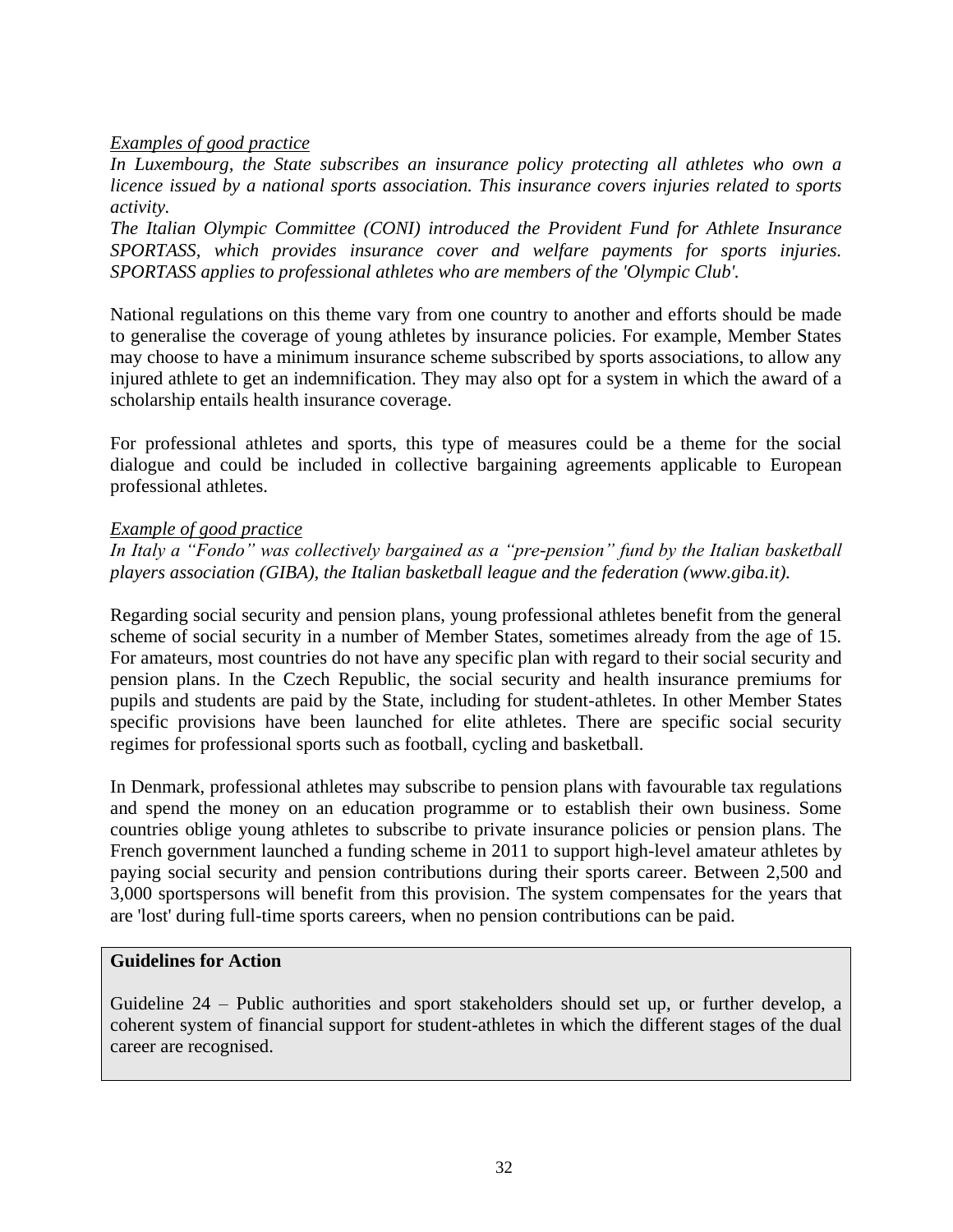*Examples of good practice*

*In Luxembourg, the State subscribes an insurance policy protecting all athletes who own a licence issued by a national sports association. This insurance covers injuries related to sports activity.*

*The Italian Olympic Committee (CONI) introduced the Provident Fund for Athlete Insurance SPORTASS, which provides insurance cover and welfare payments for sports injuries. SPORTASS applies to professional athletes who are members of the 'Olympic Club'.*

National regulations on this theme vary from one country to another and efforts should be made to generalise the coverage of young athletes by insurance policies. For example, Member States may choose to have a minimum insurance scheme subscribed by sports associations, to allow any injured athlete to get an indemnification. They may also opt for a system in which the award of a scholarship entails health insurance coverage.

For professional athletes and sports, this type of measures could be a theme for the social dialogue and could be included in collective bargaining agreements applicable to European professional athletes.

*Example of good practice*

*In Italy a "Fondo" was collectively bargained as a "pre-pension" fund by the Italian basketball players association (GIBA), the Italian basketball league and the federation (www.giba.it).*

Regarding social security and pension plans, young professional athletes benefit from the general scheme of social security in a number of Member States, sometimes already from the age of 15. For amateurs, most countries do not have any specific plan with regard to their social security and pension plans. In the Czech Republic, the social security and health insurance premiums for pupils and students are paid by the State, including for student-athletes. In other Member States specific provisions have been launched for elite athletes. There are specific social security regimes for professional sports such as football, cycling and basketball.

In Denmark, professional athletes may subscribe to pension plans with favourable tax regulations and spend the money on an education programme or to establish their own business. Some countries oblige young athletes to subscribe to private insurance policies or pension plans. The French government launched a funding scheme in 2011 to support high-level amateur athletes by paying social security and pension contributions during their sports career. Between 2,500 and 3,000 sportspersons will benefit from this provision. The system compensates for the years that are 'lost' during full-time sports careers, when no pension contributions can be paid.

**Guidelines for Action**

Guideline 24 – Public authorities and sport stakeholders should set up, or further develop, a coherent system of financial support for student-athletes in which the different stages of the dual career are recognised.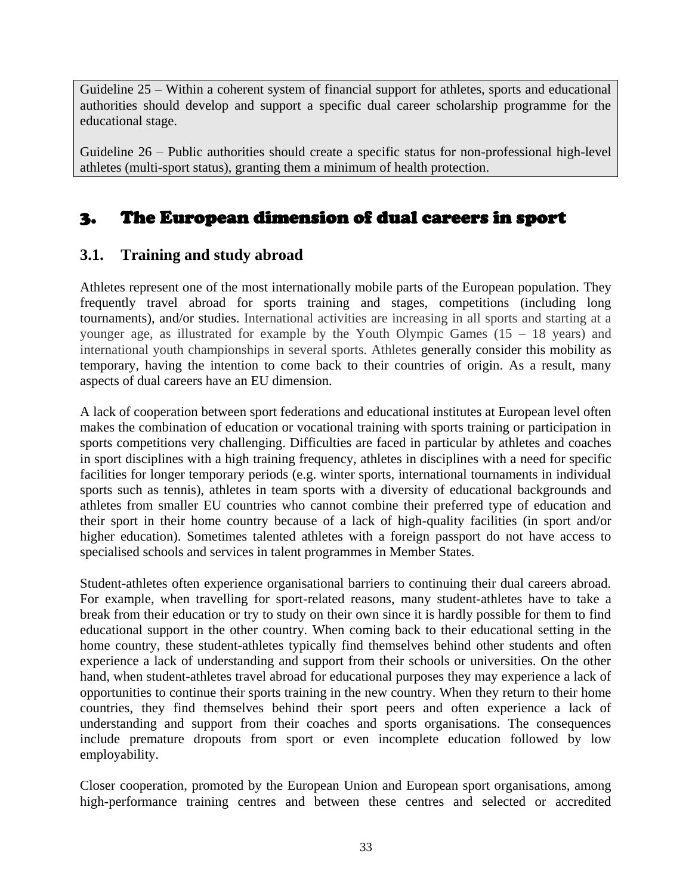Guideline 25 – Within a coherent system of financial support for athletes, sports and educational authorities should develop and support a specific dual career scholarship programme for the educational stage.

Guideline 26 – Public authorities should create a specific status for non-professional high-level athletes (multi-sport status), granting them a minimum of health protection.

# 3. The European dimension of dual careers in sport

## 3.1. Training and study abroad

Athletes represent one of the most internationally mobile parts of the European population. They frequently travel abroad for sports training and stages, competitions (including long tournaments), and/or studies. International activities are increasing in all sports and starting at a younger age, as illustrated for example by the Youth Olympic Games (15 – 18 years) and international youth championships in several sports. Athletes generally consider this mobility as temporary, having the intention to come back to their countries of origin. As a result, many aspects of dual careers have an EU dimension.

A lack of cooperation between sport federations and educational institutes at European level often makes the combination of education or vocational training with sports training or participation in sports competitions very challenging. Difficulties are faced in particular by athletes and coaches in sport disciplines with a high training frequency, athletes in disciplines with a need for specific facilities for longer temporary periods (e.g. winter sports, international tournaments in individual sports such as tennis), athletes in team sports with a diversity of educational backgrounds and athletes from smaller EU countries who cannot combine their preferred type of education and their sport in their home country because of a lack of high-quality facilities (in sport and/or higher education). Sometimes talented athletes with a foreign passport do not have access to specialised schools and services in talent programmes in Member States.

Student-athletes often experience organisational barriers to continuing their dual careers abroad. For example, when travelling for sport-related reasons, many student-athletes have to take a break from their education or try to study on their own since it is hardly possible for them to find educational support in the other country. When coming back to their educational setting in the home country, these student-athletes typically find themselves behind other students and often experience a lack of understanding and support from their schools or universities. On the other hand, when student-athletes travel abroad for educational purposes they may experience a lack of opportunities to continue their sports training in the new country. When they return to their home countries, they find themselves behind their sport peers and often experience a lack of understanding and support from their coaches and sports organisations. The consequences include premature dropouts from sport or even incomplete education followed by low employability.

Closer cooperation, promoted by the European Union and European sport organisations, among high-performance training centres and between these centres and selected or accredited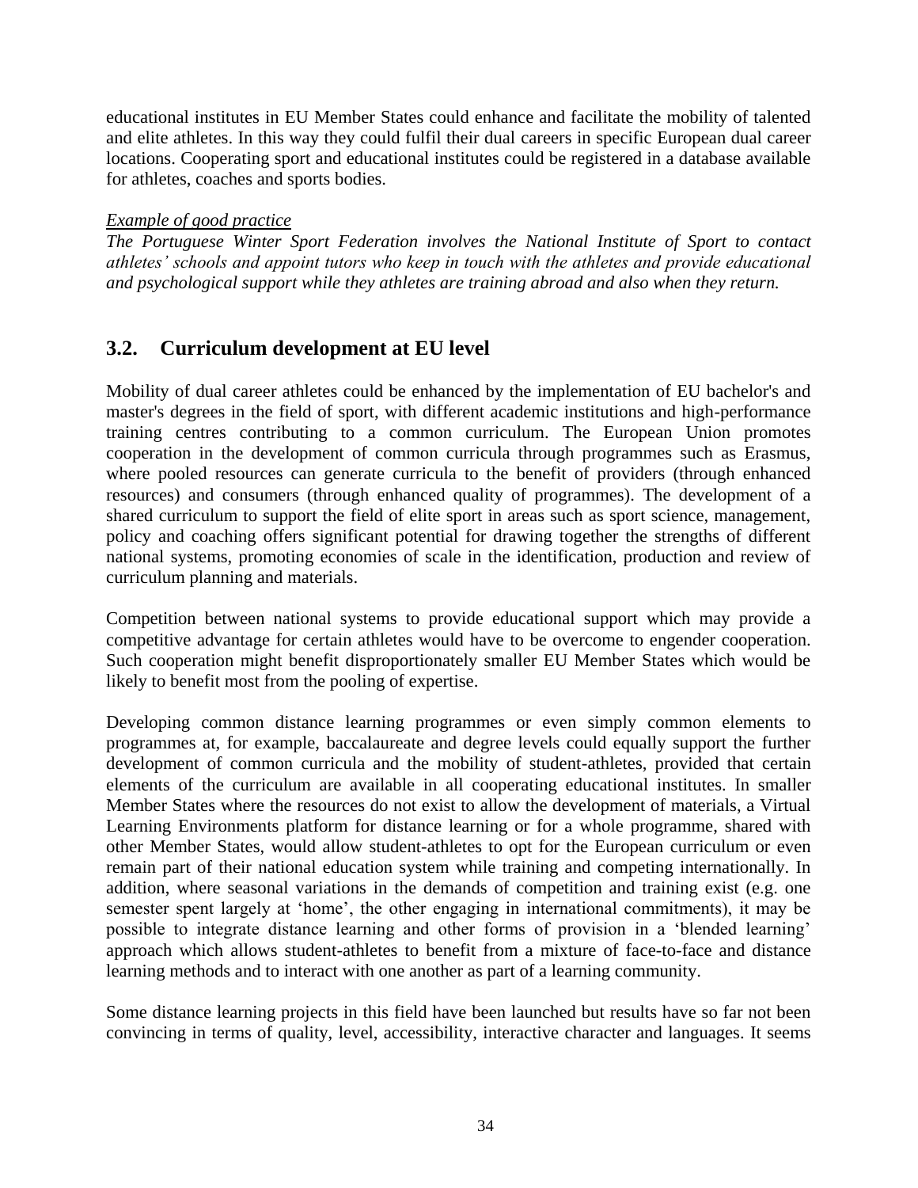educational institutes in EU Member States could enhance and facilitate the mobility of talented and elite athletes. In this way they could fulfil their dual careers in specific European dual career locations. Cooperating sport and educational institutes could be registered in a database available for athletes, coaches and sports bodies.

*Example of good practice*

*The Portuguese Winter Sport Federation involves the National Institute of Sport to contact athletes' schools and appoint tutors who keep in touch with the athletes and provide educational and psychological support while they athletes are training abroad and also when they return.*

## 3.2. Curriculum development at EU level

Mobility of dual career athletes could be enhanced by the implementation of EU bachelor's and master's degrees in the field of sport, with different academic institutions and high-performance training centres contributing to a common curriculum. The European Union promotes cooperation in the development of common curricula through programmes such as Erasmus, where pooled resources can generate curricula to the benefit of providers (through enhanced resources) and consumers (through enhanced quality of programmes). The development of a shared curriculum to support the field of elite sport in areas such as sport science, management, policy and coaching offers significant potential for drawing together the strengths of different national systems, promoting economies of scale in the identification, production and review of curriculum planning and materials.

Competition between national systems to provide educational support which may provide a competitive advantage for certain athletes would have to be overcome to engender cooperation. Such cooperation might benefit disproportionately smaller EU Member States which would be likely to benefit most from the pooling of expertise.

Developing common distance learning programmes or even simply common elements to programmes at, for example, baccalaureate and degree levels could equally support the further development of common curricula and the mobility of student-athletes, provided that certain elements of the curriculum are available in all cooperating educational institutes. In smaller Member States where the resources do not exist to allow the development of materials, a Virtual Learning Environments platform for distance learning or for a whole programme, shared with other Member States, would allow student-athletes to opt for the European curriculum or even remain part of their national education system while training and competing internationally. In addition, where seasonal variations in the demands of competition and training exist (e.g. one semester spent largely at 'home', the other engaging in international commitments), it may be possible to integrate distance learning and other forms of provision in a 'blended learning' approach which allows student-athletes to benefit from a mixture of face-to-face and distance learning methods and to interact with one another as part of a learning community.

Some distance learning projects in this field have been launched but results have so far not been convincing in terms of quality, level, accessibility, interactive character and languages. It seems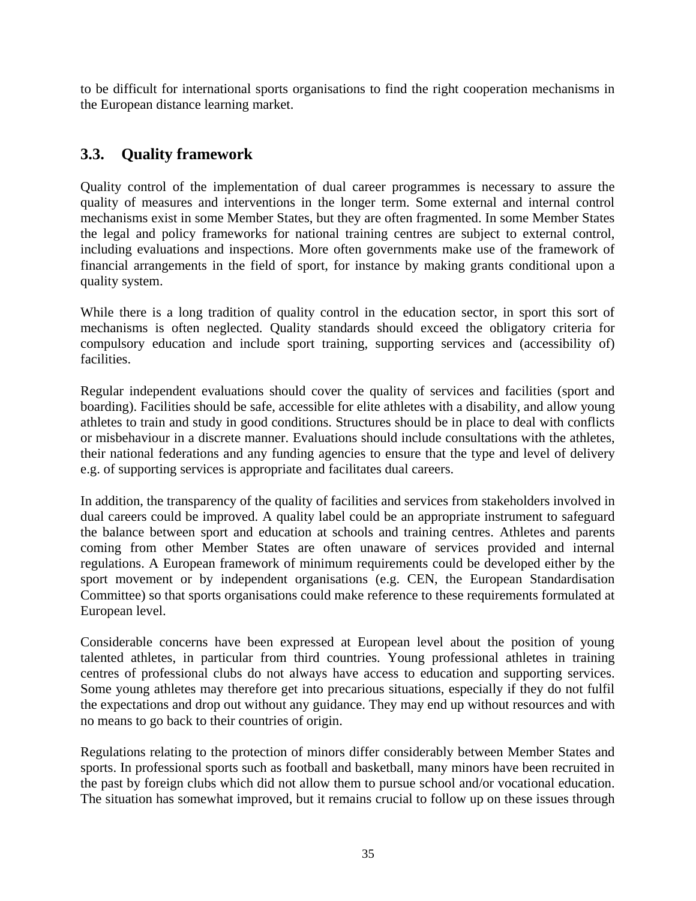to be difficult for international sports organisations to find the right cooperation mechanisms in the European distance learning market.

## 3.3. Quality framework

Quality control of the implementation of dual career programmes is necessary to assure the quality of measures and interventions in the longer term. Some external and internal control mechanisms exist in some Member States, but they are often fragmented. In some Member States the legal and policy frameworks for national training centres are subject to external control, including evaluations and inspections. More often governments make use of the framework of financial arrangements in the field of sport, for instance by making grants conditional upon a quality system.

While there is a long tradition of quality control in the education sector, in sport this sort of mechanisms is often neglected. Quality standards should exceed the obligatory criteria for compulsory education and include sport training, supporting services and (accessibility of) facilities.

Regular independent evaluations should cover the quality of services and facilities (sport and boarding). Facilities should be safe, accessible for elite athletes with a disability, and allow young athletes to train and study in good conditions. Structures should be in place to deal with conflicts or misbehaviour in a discrete manner. Evaluations should include consultations with the athletes, their national federations and any funding agencies to ensure that the type and level of delivery e.g. of supporting services is appropriate and facilitates dual careers.

In addition, the transparency of the quality of facilities and services from stakeholders involved in dual careers could be improved. A quality label could be an appropriate instrument to safeguard the balance between sport and education at schools and training centres. Athletes and parents coming from other Member States are often unaware of services provided and internal regulations. A European framework of minimum requirements could be developed either by the sport movement or by independent organisations (e.g. CEN, the European Standardisation Committee) so that sports organisations could make reference to these requirements formulated at European level.

Considerable concerns have been expressed at European level about the position of young talented athletes, in particular from third countries. Young professional athletes in training centres of professional clubs do not always have access to education and supporting services. Some young athletes may therefore get into precarious situations, especially if they do not fulfil the expectations and drop out without any guidance. They may end up without resources and with no means to go back to their countries of origin.

Regulations relating to the protection of minors differ considerably between Member States and sports. In professional sports such as football and basketball, many minors have been recruited in the past by foreign clubs which did not allow them to pursue school and/or vocational education. The situation has somewhat improved, but it remains crucial to follow up on these issues through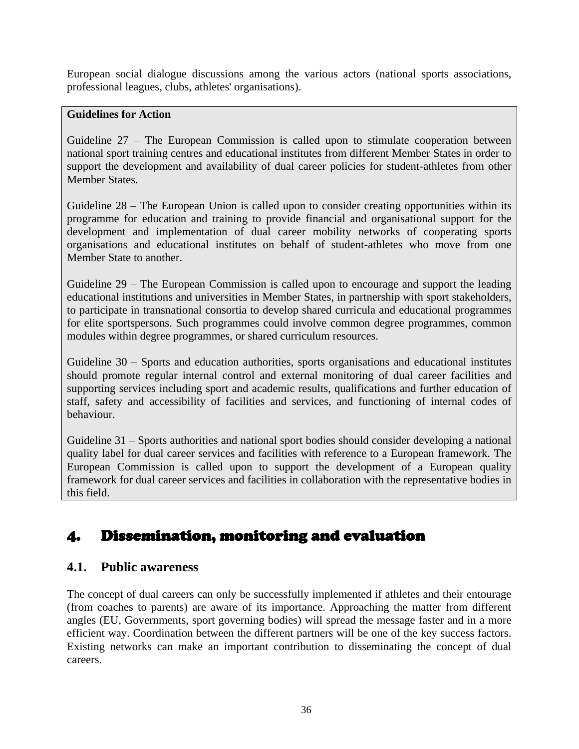European social dialogue discussions among the various actors (national sports associations, professional leagues, clubs, athletes' organisations).

**Guidelines for Action**

Guideline 27 – The European Commission is called upon to stimulate cooperation between national sport training centres and educational institutes from different Member States in order to support the development and availability of dual career policies for student-athletes from other Member States.

Guideline 28 – The European Union is called upon to consider creating opportunities within its programme for education and training to provide financial and organisational support for the development and implementation of dual career mobility networks of cooperating sports organisations and educational institutes on behalf of student-athletes who move from one Member State to another.

Guideline 29 – The European Commission is called upon to encourage and support the leading educational institutions and universities in Member States, in partnership with sport stakeholders, to participate in transnational consortia to develop shared curricula and educational programmes for elite sportspersons. Such programmes could involve common degree programmes, common modules within degree programmes, or shared curriculum resources.

Guideline 30 – Sports and education authorities, sports organisations and educational institutes should promote regular internal control and external monitoring of dual career facilities and supporting services including sport and academic results, qualifications and further education of staff, safety and accessibility of facilities and services, and functioning of internal codes of behaviour.

Guideline 31 – Sports authorities and national sport bodies should consider developing a national quality label for dual career services and facilities with reference to a European framework. The European Commission is called upon to support the development of a European quality framework for dual career services and facilities in collaboration with the representative bodies in this field.

# 4. Dissemination, monitoring and evaluation

## 4.1. Public awareness

The concept of dual careers can only be successfully implemented if athletes and their entourage (from coaches to parents) are aware of its importance. Approaching the matter from different angles (EU, Governments, sport governing bodies) will spread the message faster and in a more efficient way. Coordination between the different partners will be one of the key success factors. Existing networks can make an important contribution to disseminating the concept of dual careers.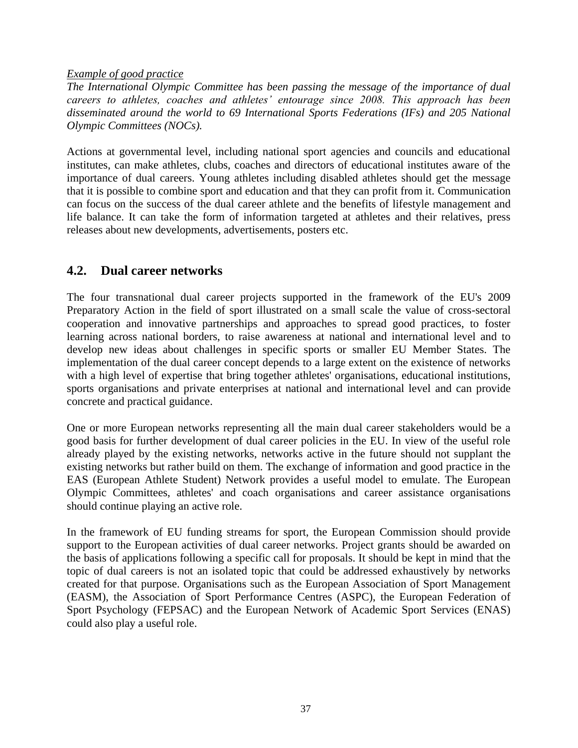*<u>Example of good practice</u>*

*The International Olympic Committee has been passing the message of the importance of dual careers to athletes, coaches and athletes' entourage since 2008. This approach has been disseminated around the world to 69 International Sports Federations (IFs) and 205 National Olympic Committees (NOCs).*

Actions at governmental level, including national sport agencies and councils and educational institutes, can make athletes, clubs, coaches and directors of educational institutes aware of the importance of dual careers. Young athletes including disabled athletes should get the message that it is possible to combine sport and education and that they can profit from it. Communication can focus on the success of the dual career athlete and the benefits of lifestyle management and life balance. It can take the form of information targeted at athletes and their relatives, press releases about new developments, advertisements, posters etc.

## 4.2. Dual career networks

The four transnational dual career projects supported in the framework of the EU's 2009 Preparatory Action in the field of sport illustrated on a small scale the value of cross-sectoral cooperation and innovative partnerships and approaches to spread good practices, to foster learning across national borders, to raise awareness at national and international level and to develop new ideas about challenges in specific sports or smaller EU Member States. The implementation of the dual career concept depends to a large extent on the existence of networks with a high level of expertise that bring together athletes' organisations, educational institutions, sports organisations and private enterprises at national and international level and can provide concrete and practical guidance.

One or more European networks representing all the main dual career stakeholders would be a good basis for further development of dual career policies in the EU. In view of the useful role already played by the existing networks, networks active in the future should not supplant the existing networks but rather build on them. The exchange of information and good practice in the EAS (European Athlete Student) Network provides a useful model to emulate. The European Olympic Committees, athletes' and coach organisations and career assistance organisations should continue playing an active role.

In the framework of EU funding streams for sport, the European Commission should provide support to the European activities of dual career networks. Project grants should be awarded on the basis of applications following a specific call for proposals. It should be kept in mind that the topic of dual careers is not an isolated topic that could be addressed exhaustively by networks created for that purpose. Organisations such as the European Association of Sport Management (EASM), the Association of Sport Performance Centres (ASPC), the European Federation of Sport Psychology (FEPSAC) and the European Network of Academic Sport Services (ENAS) could also play a useful role.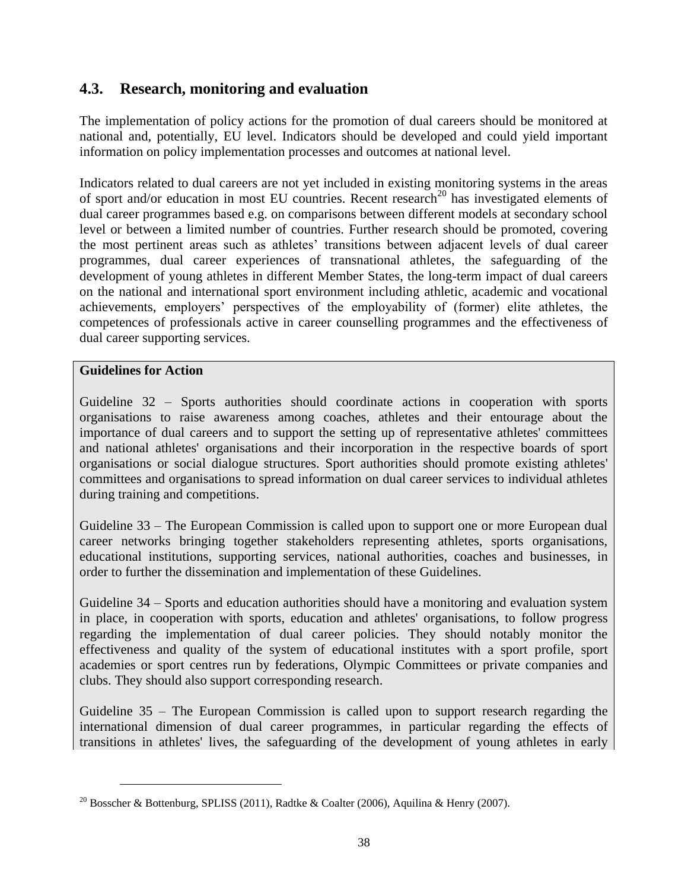## 4.3. Research, monitoring and evaluation

The implementation of policy actions for the promotion of dual careers should be monitored at national and, potentially, EU level. Indicators should be developed and could yield important information on policy implementation processes and outcomes at national level.

Indicators related to dual careers are not yet included in existing monitoring systems in the areas of sport and/or education in most EU countries. Recent research[20] has investigated elements of dual career programmes based e.g. on comparisons between different models at secondary school level or between a limited number of countries. Further research should be promoted, covering the most pertinent areas such as athletes' transitions between adjacent levels of dual career programmes, dual career experiences of transnational athletes, the safeguarding of the development of young athletes in different Member States, the long-term impact of dual careers on the national and international sport environment including athletic, academic and vocational achievements, employers' perspectives of the employability of (former) elite athletes, the competences of professionals active in career counselling programmes and the effectiveness of dual career supporting services.

**Guidelines for Action**

Guideline 32 – Sports authorities should coordinate actions in cooperation with sports organisations to raise awareness among coaches, athletes and their entourage about the importance of dual careers and to support the setting up of representative athletes' committees and national athletes' organisations and their incorporation in the respective boards of sport organisations or social dialogue structures. Sport authorities should promote existing athletes' committees and organisations to spread information on dual career services to individual athletes during training and competitions.

Guideline 33 – The European Commission is called upon to support one or more European dual career networks bringing together stakeholders representing athletes, sports organisations, educational institutions, supporting services, national authorities, coaches and businesses, in order to further the dissemination and implementation of these Guidelines.

Guideline 34 – Sports and education authorities should have a monitoring and evaluation system in place, in cooperation with sports, education and athletes' organisations, to follow progress regarding the implementation of dual career policies. They should notably monitor the effectiveness and quality of the system of educational institutes with a sport profile, sport academies or sport centres run by federations, Olympic Committees or private companies and clubs. They should also support corresponding research.

Guideline 35 – The European Commission is called upon to support research regarding the international dimension of dual career programmes, in particular regarding the effects of transitions in athletes' lives, the safeguarding of the development of young athletes in early

[20] Bosscher & Bottenburg, SPLISS (2011), Radtke & Coalter (2006), Aquilina & Henry (2007).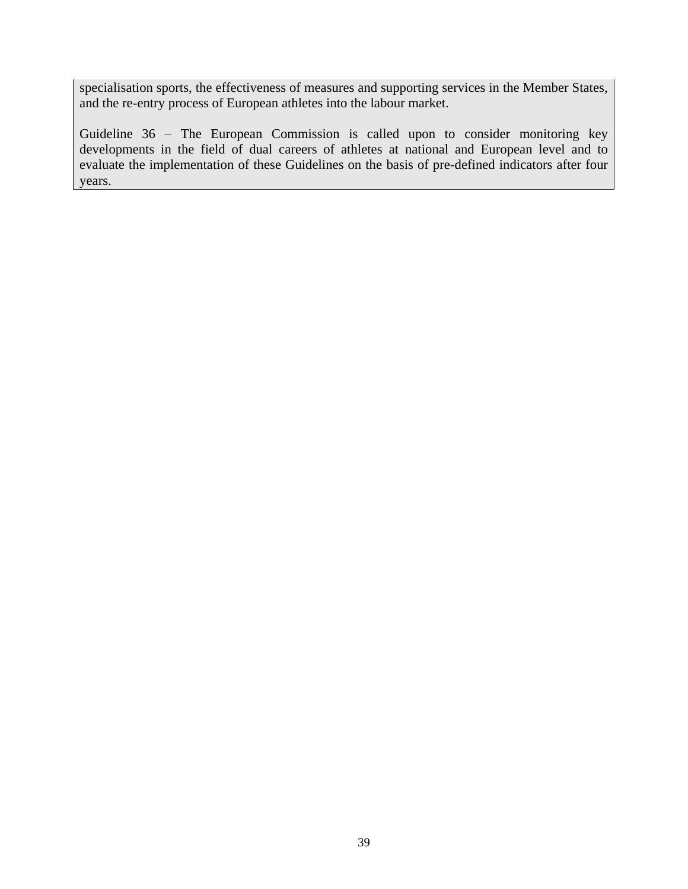specialisation sports, the effectiveness of measures and supporting services in the Member States, and the re-entry process of European athletes into the labour market.

Guideline 36 – The European Commission is called upon to consider monitoring key developments in the field of dual careers of athletes at national and European level and to evaluate the implementation of these Guidelines on the basis of pre-defined indicators after four years.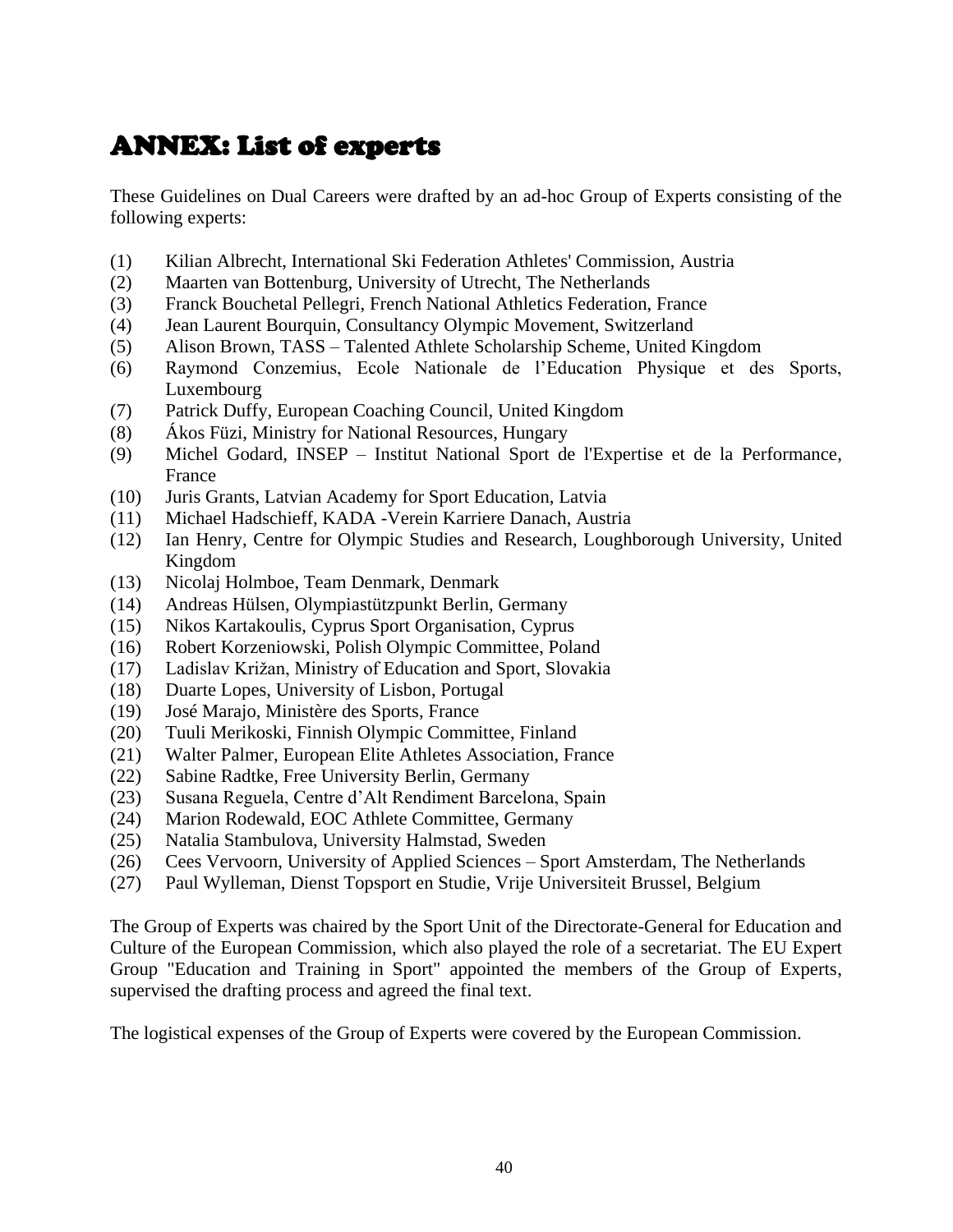# ANNEX: List of experts

These Guidelines on Dual Careers were drafted by an ad-hoc Group of Experts consisting of the following experts:

(1) Kilian Albrecht, International Ski Federation Athletes' Commission, Austria
(2) Maarten van Bottenburg, University of Utrecht, The Netherlands
(3) Franck Bouchetal Pellegri, French National Athletics Federation, France
(4) Jean Laurent Bourquin, Consultancy Olympic Movement, Switzerland
(5) Alison Brown, TASS – Talented Athlete Scholarship Scheme, United Kingdom
(6) Raymond Conzemius, Ecole Nationale de l'Education Physique et des Sports, Luxembourg
(7) Patrick Duffy, European Coaching Council, United Kingdom
(8) Ákos Füzi, Ministry for National Resources, Hungary
(9) Michel Godard, INSEP – Institut National Sport de l'Expertise et de la Performance, France
(10) Juris Grants, Latvian Academy for Sport Education, Latvia
(11) Michael Hadschieff, KADA -Verein Karriere Danach, Austria
(12) Ian Henry, Centre for Olympic Studies and Research, Loughborough University, United Kingdom
(13) Nicolaj Holmboe, Team Denmark, Denmark
(14) Andreas Hülsen, Olympiastützpunkt Berlin, Germany
(15) Nikos Kartakoulis, Cyprus Sport Organisation, Cyprus
(16) Robert Korzeniowski, Polish Olympic Committee, Poland
(17) Ladislav Križan, Ministry of Education and Sport, Slovakia
(18) Duarte Lopes, University of Lisbon, Portugal
(19) José Marajo, Ministère des Sports, France
(20) Tuuli Merikoski, Finnish Olympic Committee, Finland
(21) Walter Palmer, European Elite Athletes Association, France
(22) Sabine Radtke, Free University Berlin, Germany
(23) Susana Reguela, Centre d'Alt Rendiment Barcelona, Spain
(24) Marion Rodewald, EOC Athlete Committee, Germany
(25) Natalia Stambulova, University Halmstad, Sweden
(26) Cees Vervoorn, University of Applied Sciences – Sport Amsterdam, The Netherlands
(27) Paul Wylleman, Dienst Topsport en Studie, Vrije Universiteit Brussel, Belgium

The Group of Experts was chaired by the Sport Unit of the Directorate-General for Education and Culture of the European Commission, which also played the role of a secretariat. The EU Expert Group "Education and Training in Sport" appointed the members of the Group of Experts, supervised the drafting process and agreed the final text.

The logistical expenses of the Group of Experts were covered by the European Commission.